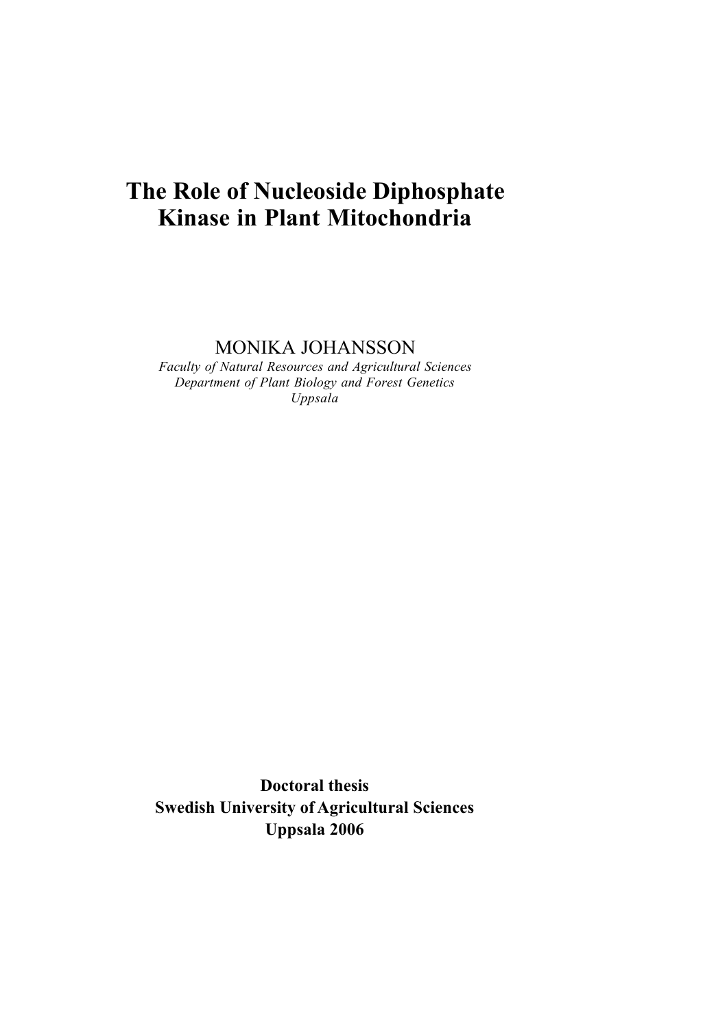# The Role of Nucleoside Diphosphate Kinase in Plant Mitochondria

MONIKA JOHANSSON

*Faculty of Natural Resources and Agricultural Sciences*
*Department of Plant Biology and Forest Genetics*
*Uppsala*

**Doctoral thesis**
**Swedish University of Agricultural Sciences**
**Uppsala 2006**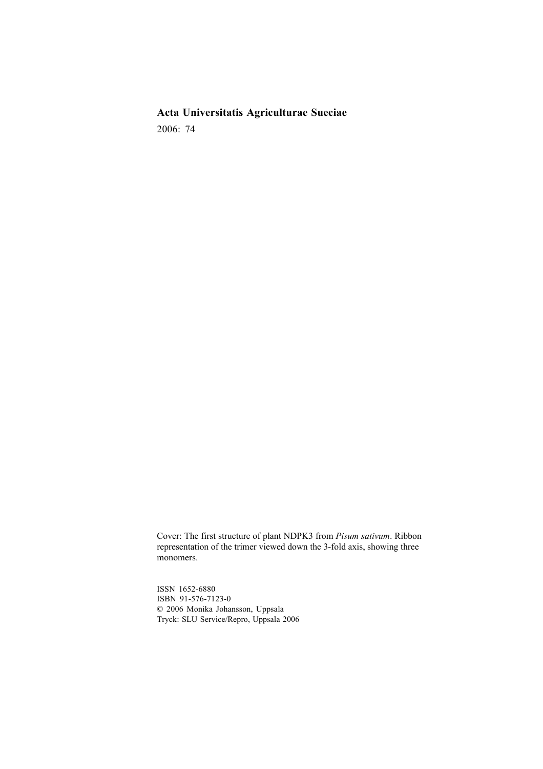**Acta Universitatis Agriculturae Sueciae**

2006: 74

Cover: The first structure of plant NDPK3 from *Pisum sativum*. Ribbon representation of the trimer viewed down the 3-fold axis, showing three monomers.

ISSN 1652-6880
ISBN 91-576-7123-0
© 2006 Monika Johansson, Uppsala
Tryck: SLU Service/Repro, Uppsala 2006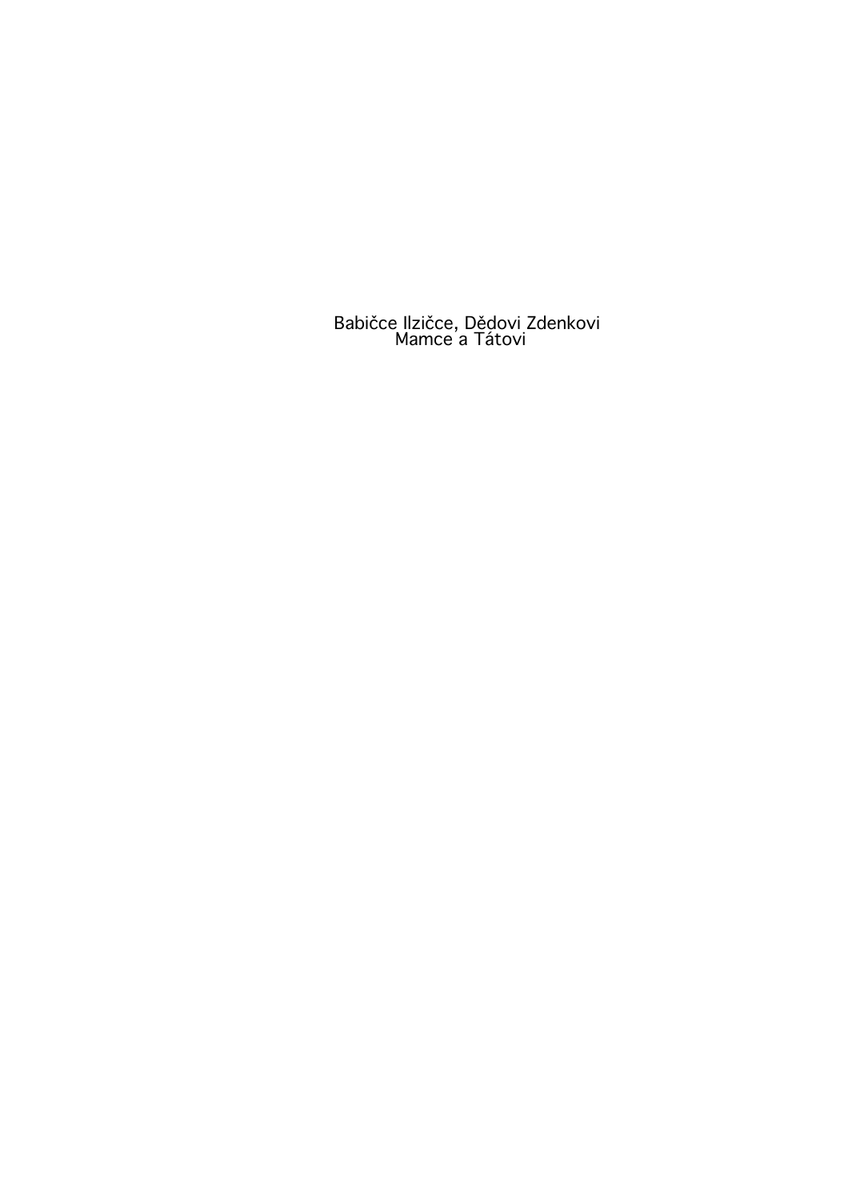Babičce Ilzičce, Dědovi Zdenkovi
Mamce a Tátovi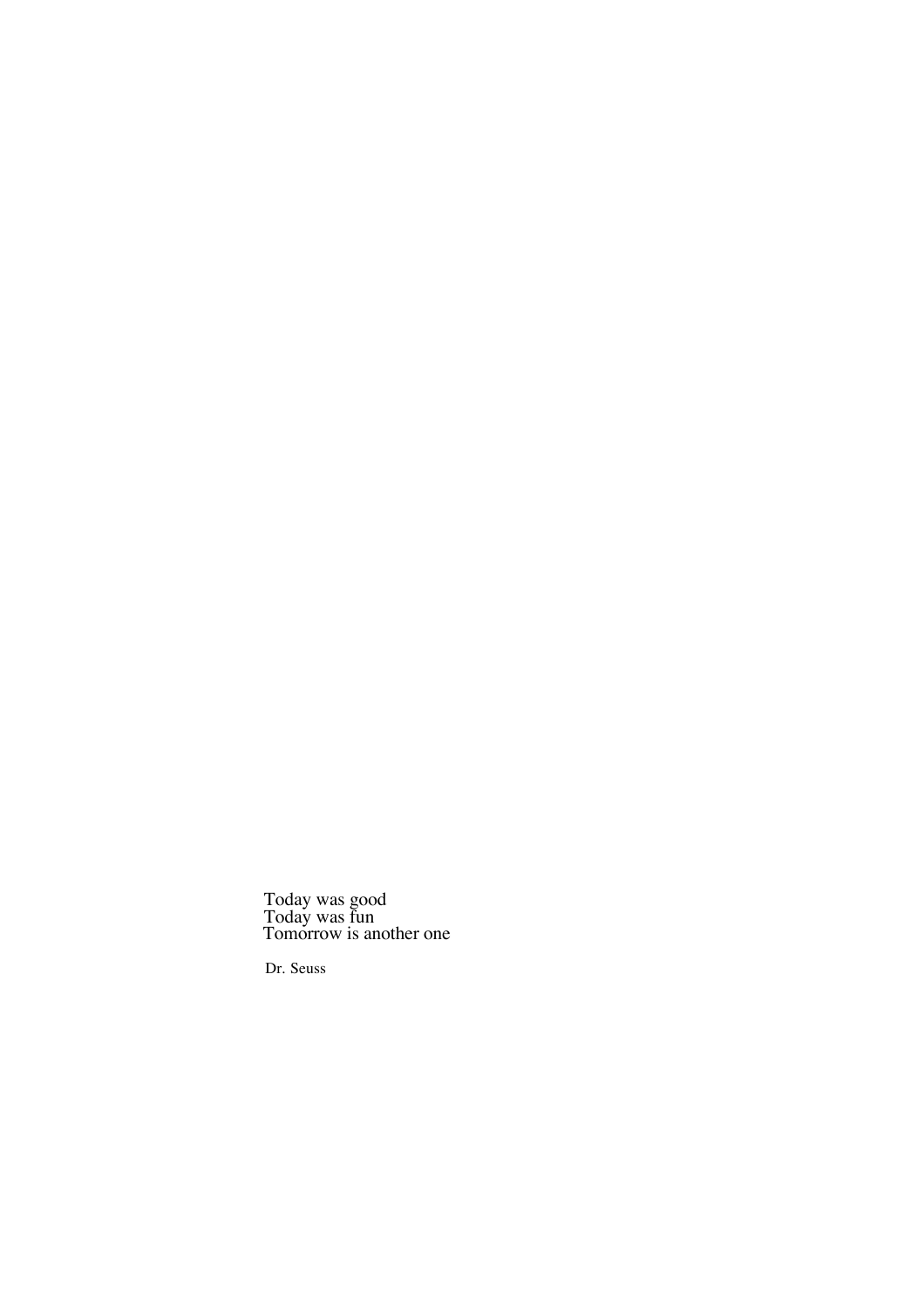Today was good
Today was fun
Tomorrow is another one

Dr. Seuss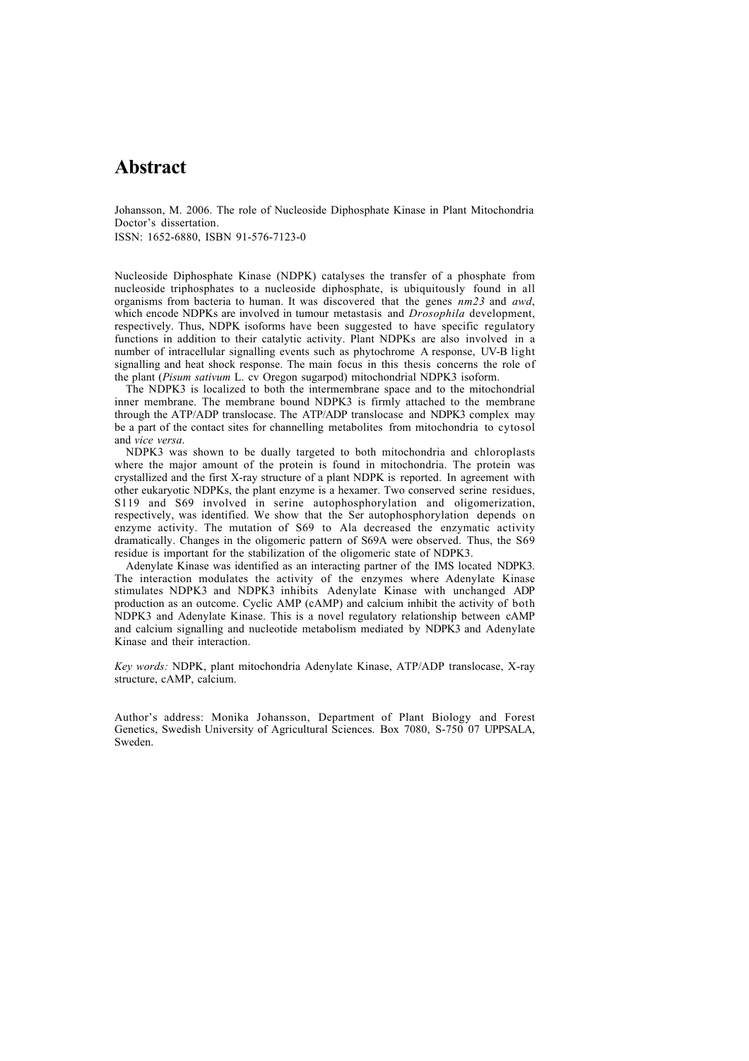# Abstract

Johansson, M. 2006. The role of Nucleoside Diphosphate Kinase in Plant Mitochondria Doctor's dissertation.
ISSN: 1652-6880, ISBN 91-576-7123-0

Nucleoside Diphosphate Kinase (NDPK) catalyses the transfer of a phosphate from nucleoside triphosphates to a nucleoside diphosphate, is ubiquitously found in all organisms from bacteria to human. It was discovered that the genes *nm23* and *awd*, which encode NDPKs are involved in tumour metastasis and *Drosophila* development, respectively. Thus, NDPK isoforms have been suggested to have specific regulatory functions in addition to their catalytic activity. Plant NDPKs are also involved in a number of intracellular signalling events such as phytochrome A response, UV-B light signalling and heat shock response. The main focus in this thesis concerns the role of the plant (*Pisum sativum* L. cv Oregon sugarpod) mitochondrial NDPK3 isoform.

The NDPK3 is localized to both the intermembrane space and to the mitochondrial inner membrane. The membrane bound NDPK3 is firmly attached to the membrane through the ATP/ADP translocase. The ATP/ADP translocase and NDPK3 complex may be a part of the contact sites for channelling metabolites from mitochondria to cytosol and *vice versa*.

NDPK3 was shown to be dually targeted to both mitochondria and chloroplasts where the major amount of the protein is found in mitochondria. The protein was crystallized and the first X-ray structure of a plant NDPK is reported. In agreement with other eukaryotic NDPKs, the plant enzyme is a hexamer. Two conserved serine residues, S119 and S69 involved in serine autophosphorylation and oligomerization, respectively, was identified. We show that the Ser autophosphorylation depends on enzyme activity. The mutation of S69 to Ala decreased the enzymatic activity dramatically. Changes in the oligomeric pattern of S69A were observed. Thus, the S69 residue is important for the stabilization of the oligomeric state of NDPK3.

Adenylate Kinase was identified as an interacting partner of the IMS located NDPK3. The interaction modulates the activity of the enzymes where Adenylate Kinase stimulates NDPK3 and NDPK3 inhibits Adenylate Kinase with unchanged ADP production as an outcome. Cyclic AMP (cAMP) and calcium inhibit the activity of both NDPK3 and Adenylate Kinase. This is a novel regulatory relationship between cAMP and calcium signalling and nucleotide metabolism mediated by NDPK3 and Adenylate Kinase and their interaction.

*Key words:* NDPK, plant mitochondria Adenylate Kinase, ATP/ADP translocase, X-ray structure, cAMP, calcium.

Author's address: Monika Johansson, Department of Plant Biology and Forest Genetics, Swedish University of Agricultural Sciences. Box 7080, S-750 07 UPPSALA, Sweden.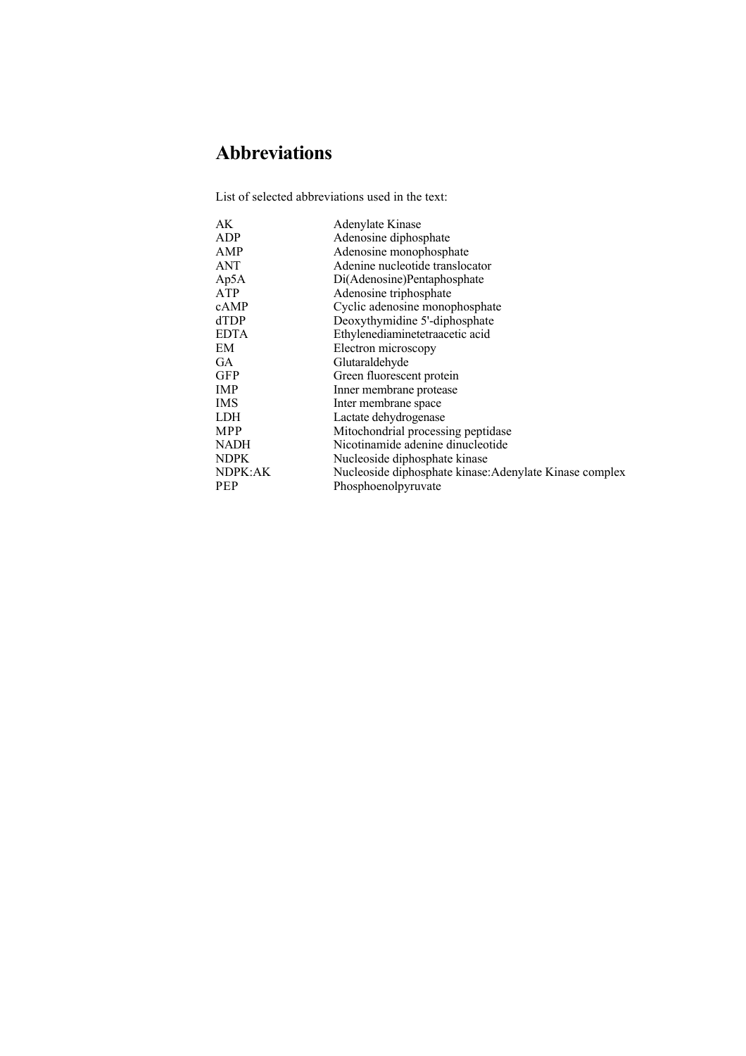# Abbreviations

List of selected abbreviations used in the text:

| | |
|---|---|
| AK | Adenylate Kinase |
| ADP | Adenosine diphosphate |
| AMP | Adenosine monophosphate |
| ANT | Adenine nucleotide translocator |
| Ap5A | Di(Adenosine)Pentaphosphate |
| ATP | Adenosine triphosphate |
| cAMP | Cyclic adenosine monophosphate |
| dTDP | Deoxythymidine 5'-diphosphate |
| EDTA | Ethylenediaminetetraacetic acid |
| EM | Electron microscopy |
| GA | Glutaraldehyde |
| GFP | Green fluorescent protein |
| IMP | Inner membrane protease |
| IMS | Inter membrane space |
| LDH | Lactate dehydrogenase |
| MPP | Mitochondrial processing peptidase |
| NADH | Nicotinamide adenine dinucleotide |
| NDPK | Nucleoside diphosphate kinase |
| NDPK:AK | Nucleoside diphosphate kinase:Adenylate Kinase complex |
| PEP | Phosphoenolpyruvate |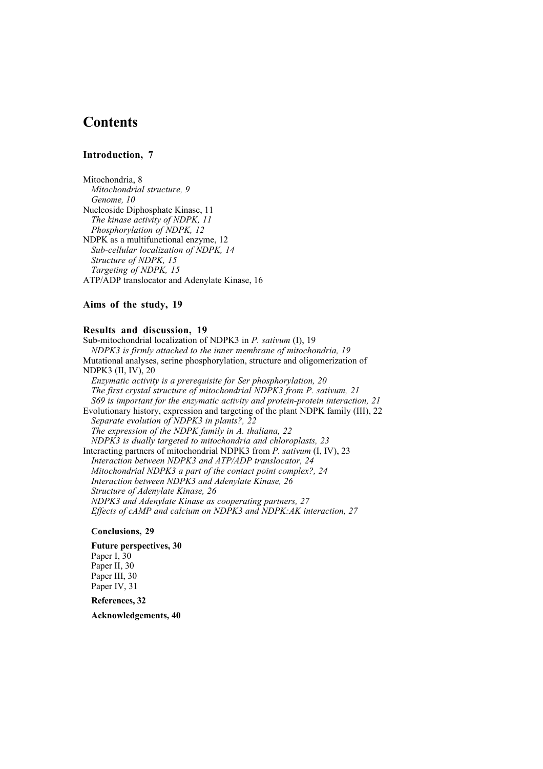# Contents

**Introduction, 7**

Mitochondria, 8
*Mitochondrial structure, 9*
*Genome, 10*
Nucleoside Diphosphate Kinase, 11
*The kinase activity of NDPK, 11*
*Phosphorylation of NDPK, 12*
NDPK as a multifunctional enzyme, 12
*Sub-cellular localization of NDPK, 14*
*Structure of NDPK, 15*
*Targeting of NDPK, 15*
ATP/ADP translocator and Adenylate Kinase, 16

**Aims of the study, 19**

**Results and discussion, 19**
Sub-mitochondrial localization of NDPK3 in *P. sativum* (I), 19
*NDPK3 is firmly attached to the inner membrane of mitochondria, 19*
Mutational analyses, serine phosphorylation, structure and oligomerization of NDPK3 (II, IV), 20
*Enzymatic activity is a prerequisite for Ser phosphorylation, 20*
*The first crystal structure of mitochondrial NDPK3 from P. sativum, 21*
*S69 is important for the enzymatic activity and protein-protein interaction, 21*
Evolutionary history, expression and targeting of the plant NDPK family (III), 22
*Separate evolution of NDPK3 in plants?, 22*
*The expression of the NDPK family in A. thaliana, 22*
*NDPK3 is dually targeted to mitochondria and chloroplasts, 23*
Interacting partners of mitochondrial NDPK3 from *P. sativum* (I, IV), 23
*Interaction between NDPK3 and ATP/ADP translocator, 24*
*Mitochondrial NDPK3 a part of the contact point complex?, 24*
*Interaction between NDPK3 and Adenylate Kinase, 26*
*Structure of Adenylate Kinase, 26*
*NDPK3 and Adenylate Kinase as cooperating partners, 27*
*Effects of cAMP and calcium on NDPK3 and NDPK:AK interaction, 27*

**Conclusions, 29**

**Future perspectives, 30**
Paper I, 30
Paper II, 30
Paper III, 30
Paper IV, 31

**References, 32**

**Acknowledgements, 40**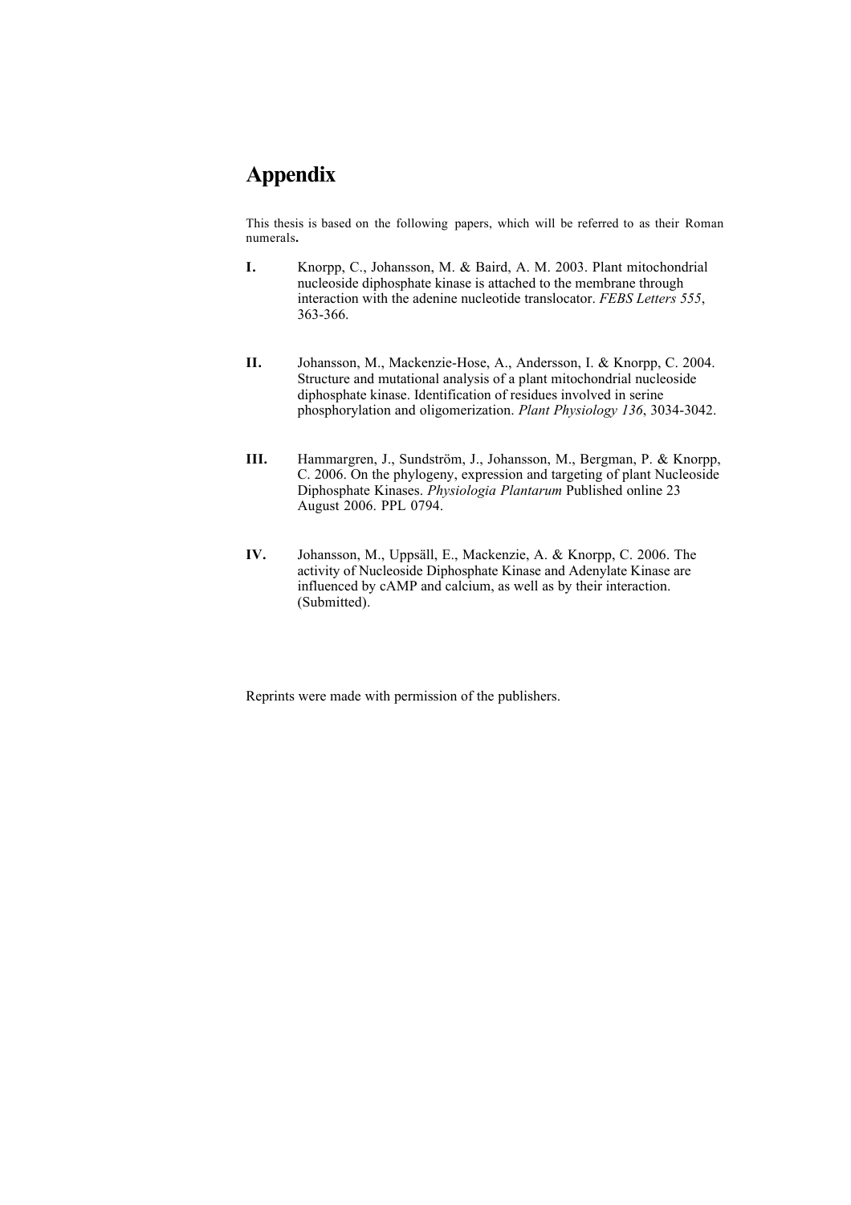# Appendix

This thesis is based on the following papers, which will be referred to as their Roman numerals**.**

**I.** Knorpp, C., Johansson, M. & Baird, A. M. 2003. Plant mitochondrial nucleoside diphosphate kinase is attached to the membrane through interaction with the adenine nucleotide translocator. *FEBS Letters 555*, 363-366.

**II.** Johansson, M., Mackenzie-Hose, A., Andersson, I. & Knorpp, C. 2004. Structure and mutational analysis of a plant mitochondrial nucleoside diphosphate kinase. Identification of residues involved in serine phosphorylation and oligomerization. *Plant Physiology 136*, 3034-3042.

**III.** Hammargren, J., Sundström, J., Johansson, M., Bergman, P. & Knorpp, C. 2006. On the phylogeny, expression and targeting of plant Nucleoside Diphosphate Kinases. *Physiologia Plantarum* Published online 23 August 2006. PPL 0794.

**IV.** Johansson, M., Uppsäll, E., Mackenzie, A. & Knorpp, C. 2006. The activity of Nucleoside Diphosphate Kinase and Adenylate Kinase are influenced by cAMP and calcium, as well as by their interaction. (Submitted).

Reprints were made with permission of the publishers.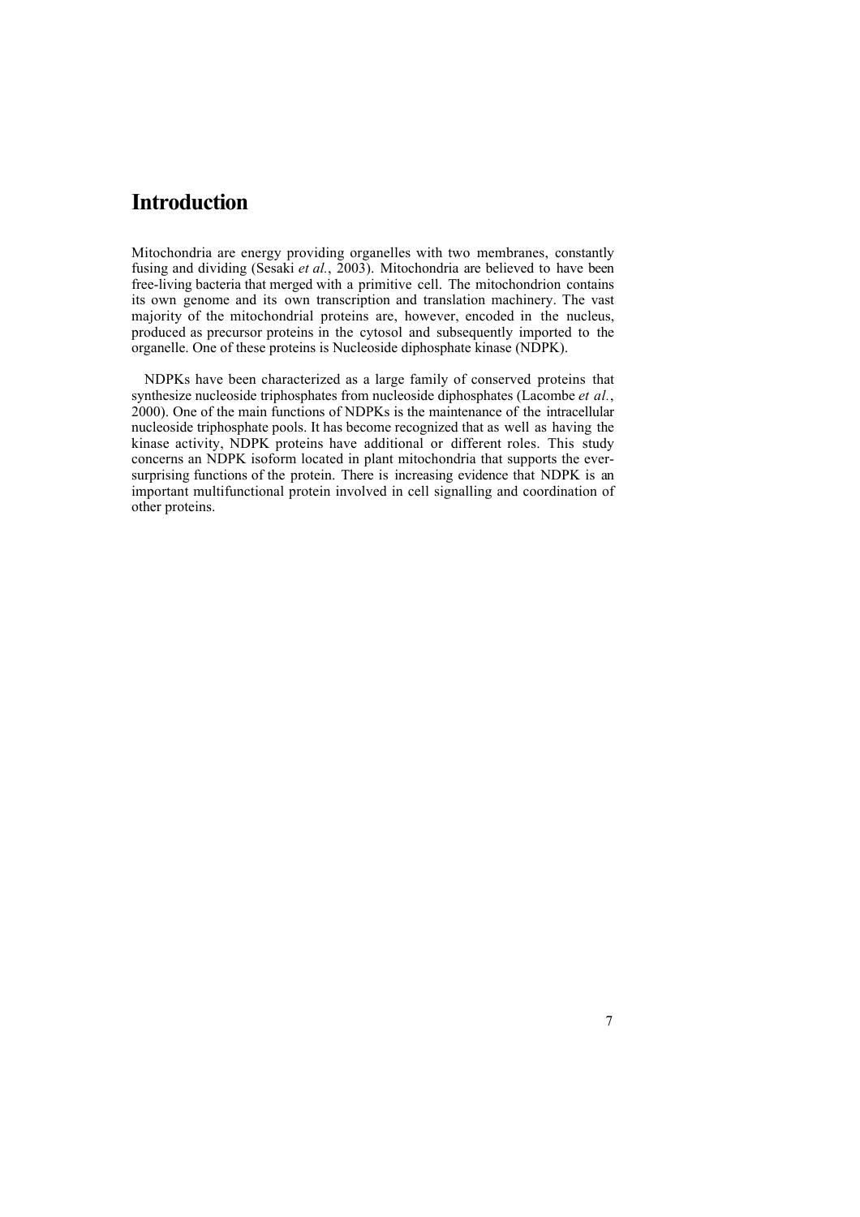# Introduction

Mitochondria are energy providing organelles with two membranes, constantly fusing and dividing (Sesaki *et al.*, 2003). Mitochondria are believed to have been free-living bacteria that merged with a primitive cell. The mitochondrion contains its own genome and its own transcription and translation machinery. The vast majority of the mitochondrial proteins are, however, encoded in the nucleus, produced as precursor proteins in the cytosol and subsequently imported to the organelle. One of these proteins is Nucleoside diphosphate kinase (NDPK).

NDPKs have been characterized as a large family of conserved proteins that synthesize nucleoside triphosphates from nucleoside diphosphates (Lacombe *et al.*, 2000). One of the main functions of NDPKs is the maintenance of the intracellular nucleoside triphosphate pools. It has become recognized that as well as having the kinase activity, NDPK proteins have additional or different roles. This study concerns an NDPK isoform located in plant mitochondria that supports the ever-surprising functions of the protein. There is increasing evidence that NDPK is an important multifunctional protein involved in cell signalling and coordination of other proteins.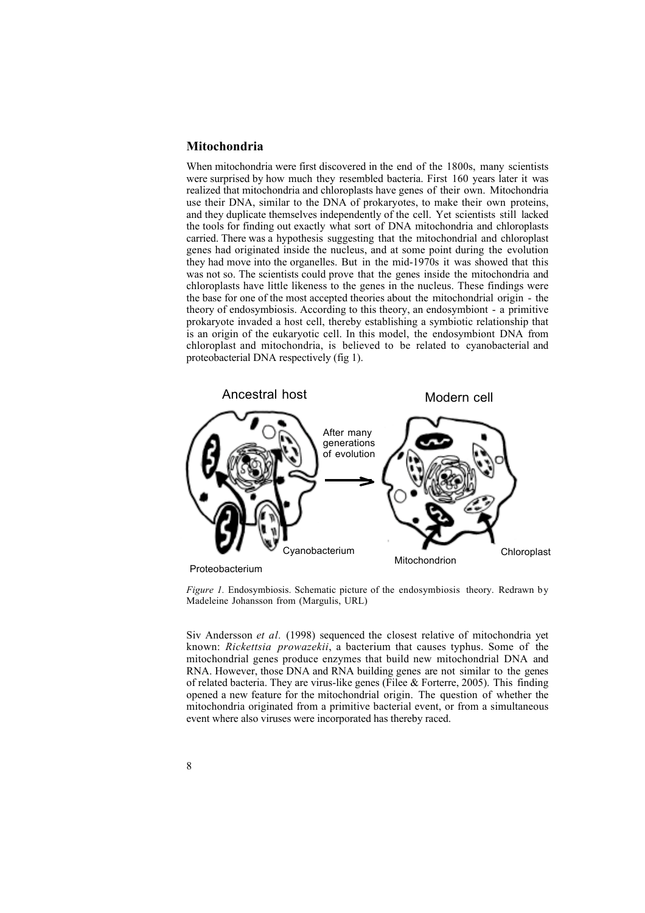## Mitochondria

When mitochondria were first discovered in the end of the 1800s, many scientists were surprised by how much they resembled bacteria. First 160 years later it was realized that mitochondria and chloroplasts have genes of their own. Mitochondria use their DNA, similar to the DNA of prokaryotes, to make their own proteins, and they duplicate themselves independently of the cell. Yet scientists still lacked the tools for finding out exactly what sort of DNA mitochondria and chloroplasts carried. There was a hypothesis suggesting that the mitochondrial and chloroplast genes had originated inside the nucleus, and at some point during the evolution they had move into the organelles. But in the mid-1970s it was showed that this was not so. The scientists could prove that the genes inside the mitochondria and chloroplasts have little likeness to the genes in the nucleus. These findings were the base for one of the most accepted theories about the mitochondrial origin - the theory of endosymbiosis. According to this theory, an endosymbiont - a primitive prokaryote invaded a host cell, thereby establishing a symbiotic relationship that is an origin of the eukaryotic cell. In this model, the endosymbiont DNA from chloroplast and mitochondria, is believed to be related to cyanobacterial and proteobacterial DNA respectively (fig 1).

*Figure 1.* Endosymbiosis. Schematic picture of the endosymbiosis theory. Redrawn by Madeleine Johansson from (Margulis, URL)

Siv Andersson *et al*. (1998) sequenced the closest relative of mitochondria yet known: *Rickettsia prowazekii*, a bacterium that causes typhus. Some of the mitochondrial genes produce enzymes that build new mitochondrial DNA and RNA. However, those DNA and RNA building genes are not similar to the genes of related bacteria. They are virus-like genes (Filee & Forterre, 2005). This finding opened a new feature for the mitochondrial origin. The question of whether the mitochondria originated from a primitive bacterial event, or from a simultaneous event where also viruses were incorporated has thereby raced.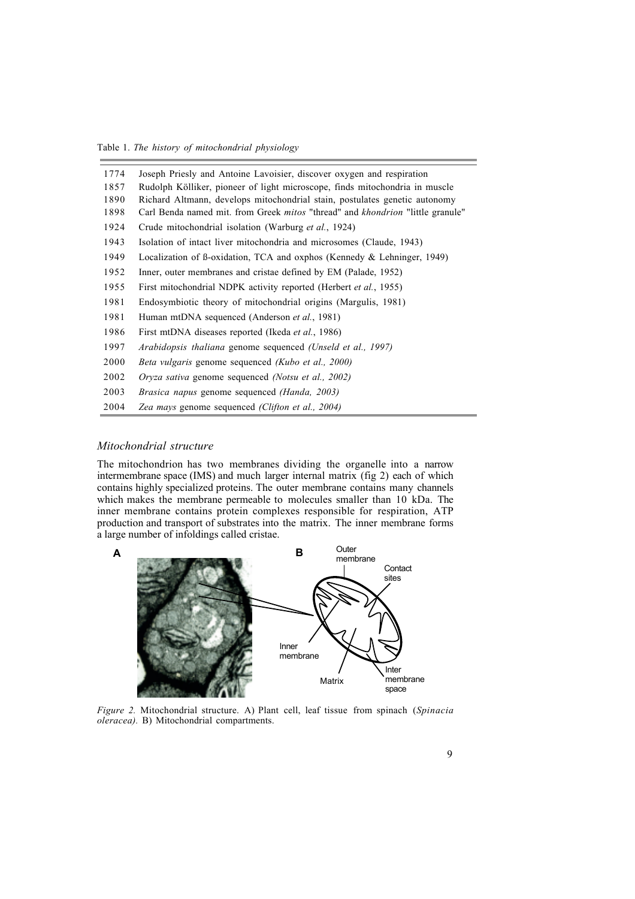Table 1. *The history of mitochondrial physiology*

| | |
|---|---|
| 1774 | Joseph Priesly and Antoine Lavoisier, discover oxygen and respiration |
| 1857 | Rudolph Kölliker, pioneer of light microscope, finds mitochondria in muscle |
| 1890 | Richard Altmann, develops mitochondrial stain, postulates genetic autonomy |
| 1898 | Carl Benda named mit. from Greek *mitos* "thread" and *khondrion* "little granule" |
| 1924 | Crude mitochondrial isolation (Warburg *et al.*, 1924) |
| 1943 | Isolation of intact liver mitochondria and microsomes (Claude, 1943) |
| 1949 | Localization of ß-oxidation, TCA and oxphos (Kennedy & Lehninger, 1949) |
| 1952 | Inner, outer membranes and cristae defined by EM (Palade, 1952) |
| 1955 | First mitochondrial NDPK activity reported (Herbert *et al.*, 1955) |
| 1981 | Endosymbiotic theory of mitochondrial origins (Margulis, 1981) |
| 1981 | Human mtDNA sequenced (Anderson *et al.*, 1981) |
| 1986 | First mtDNA diseases reported (Ikeda *et al.*, 1986) |
| 1997 | *Arabidopsis thaliana* genome sequenced *(Unseld et al., 1997)* |
| 2000 | *Beta vulgaris* genome sequenced *(Kubo et al., 2000)* |
| 2002 | *Oryza sativa* genome sequenced *(Notsu et al., 2002)* |
| 2003 | *Brasica napus* genome sequenced *(Handa, 2003)* |
| 2004 | *Zea mays* genome sequenced *(Clifton et al., 2004)* |

### *Mitochondrial structure*

The mitochondrion has two membranes dividing the organelle into a narrow intermembrane space (IMS) and much larger internal matrix (fig 2) each of which contains highly specialized proteins. The outer membrane contains many channels which makes the membrane permeable to molecules smaller than 10 kDa. The inner membrane contains protein complexes responsible for respiration, ATP production and transport of substrates into the matrix. The inner membrane forms a large number of infoldings called cristae.

*Figure 2.* Mitochondrial structure. A) Plant cell, leaf tissue from spinach (*Spinacia oleracea).* B) Mitochondrial compartments.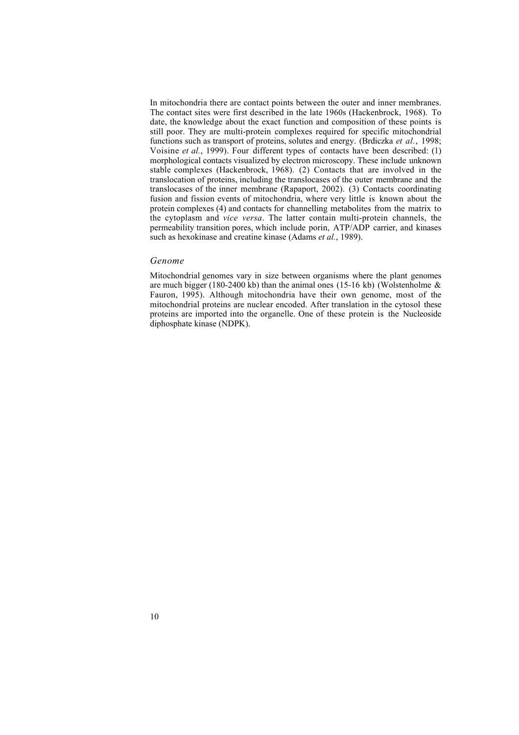In mitochondria there are contact points between the outer and inner membranes. The contact sites were first described in the late 1960s (Hackenbrock, 1968). To date, the knowledge about the exact function and composition of these points is still poor. They are multi-protein complexes required for specific mitochondrial functions such as transport of proteins, solutes and energy. (Brdiczka *et al.*, 1998; Voisine *et al.*, 1999). Four different types of contacts have been described: (1) morphological contacts visualized by electron microscopy. These include unknown stable complexes (Hackenbrock, 1968). (2) Contacts that are involved in the translocation of proteins, including the translocases of the outer membrane and the translocases of the inner membrane (Rapaport, 2002). (3) Contacts coordinating fusion and fission events of mitochondria, where very little is known about the protein complexes (4) and contacts for channelling metabolites from the matrix to the cytoplasm and *vice versa*. The latter contain multi-protein channels, the permeability transition pores, which include porin, ATP/ADP carrier, and kinases such as hexokinase and creatine kinase (Adams *et al.*, 1989).

### *Genome*

Mitochondrial genomes vary in size between organisms where the plant genomes are much bigger (180-2400 kb) than the animal ones (15-16 kb) (Wolstenholme & Fauron, 1995). Although mitochondria have their own genome, most of the mitochondrial proteins are nuclear encoded. After translation in the cytosol these proteins are imported into the organelle. One of these protein is the Nucleoside diphosphate kinase (NDPK).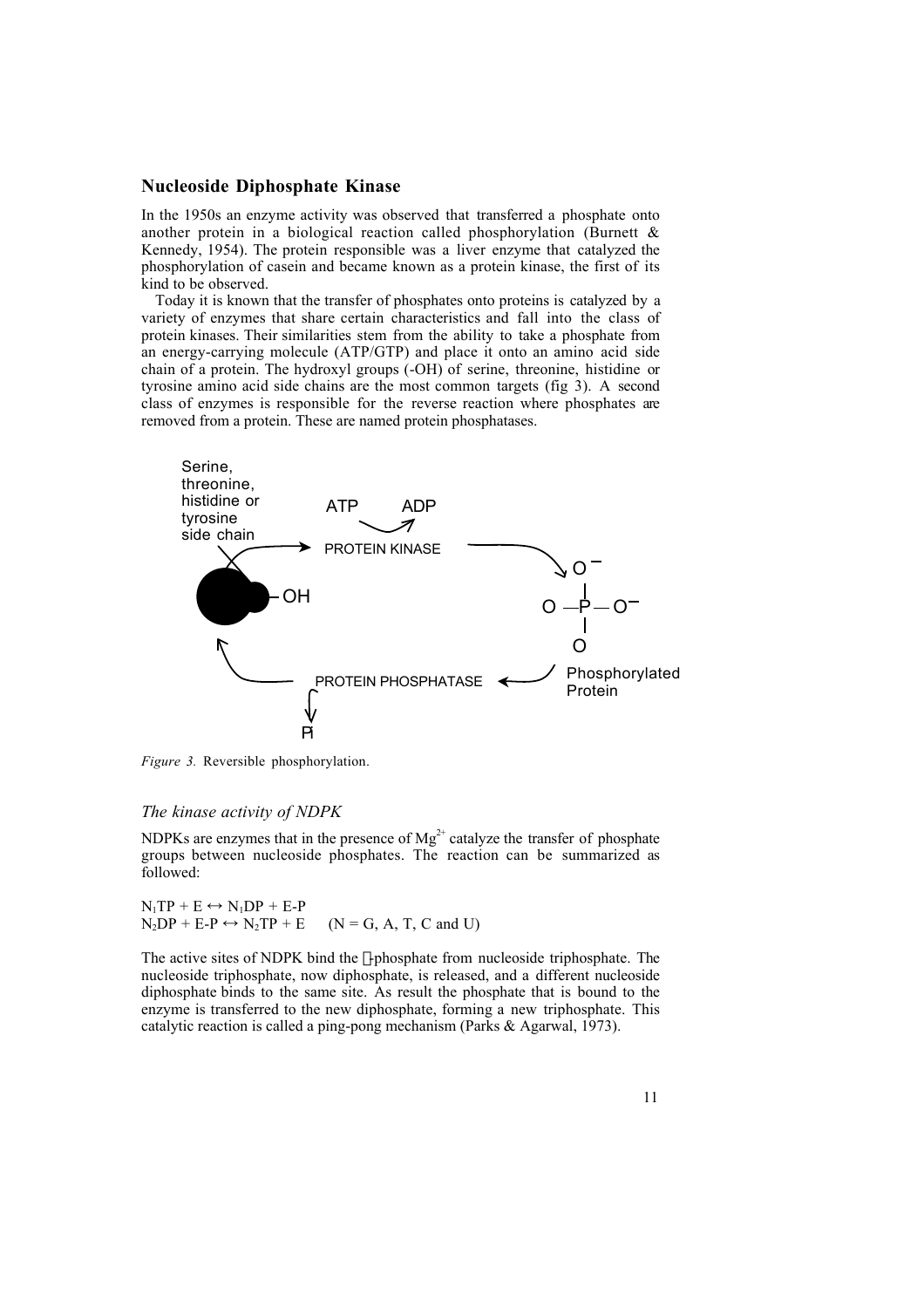## Nucleoside Diphosphate Kinase

In the 1950s an enzyme activity was observed that transferred a phosphate onto another protein in a biological reaction called phosphorylation (Burnett & Kennedy, 1954). The protein responsible was a liver enzyme that catalyzed the phosphorylation of casein and became known as a protein kinase, the first of its kind to be observed.

Today it is known that the transfer of phosphates onto proteins is catalyzed by a variety of enzymes that share certain characteristics and fall into the class of protein kinases. Their similarities stem from the ability to take a phosphate from an energy-carrying molecule (ATP/GTP) and place it onto an amino acid side chain of a protein. The hydroxyl groups (-OH) of serine, threonine, histidine or tyrosine amino acid side chains are the most common targets (fig 3). A second class of enzymes is responsible for the reverse reaction where phosphates are removed from a protein. These are named protein phosphatases.

*Figure 3.* Reversible phosphorylation.

### *The kinase activity of NDPK*

NDPKs are enzymes that in the presence of $Mg^{2+}$ catalyze the transfer of phosphate groups between nucleoside phosphates. The reaction can be summarized as followed:

$N_1TP + E \leftrightarrow N_1DP + E\text{-}P$
$N_2DP + E\text{-}P \leftrightarrow N_2TP + E \quad (N = G, A, T, C \text{ and } U)$

The active sites of NDPK bind the $\gamma$-phosphate from nucleoside triphosphate. The nucleoside triphosphate, now diphosphate, is released, and a different nucleoside diphosphate binds to the same site. As result the phosphate that is bound to the enzyme is transferred to the new diphosphate, forming a new triphosphate. This catalytic reaction is called a ping-pong mechanism (Parks & Agarwal, 1973).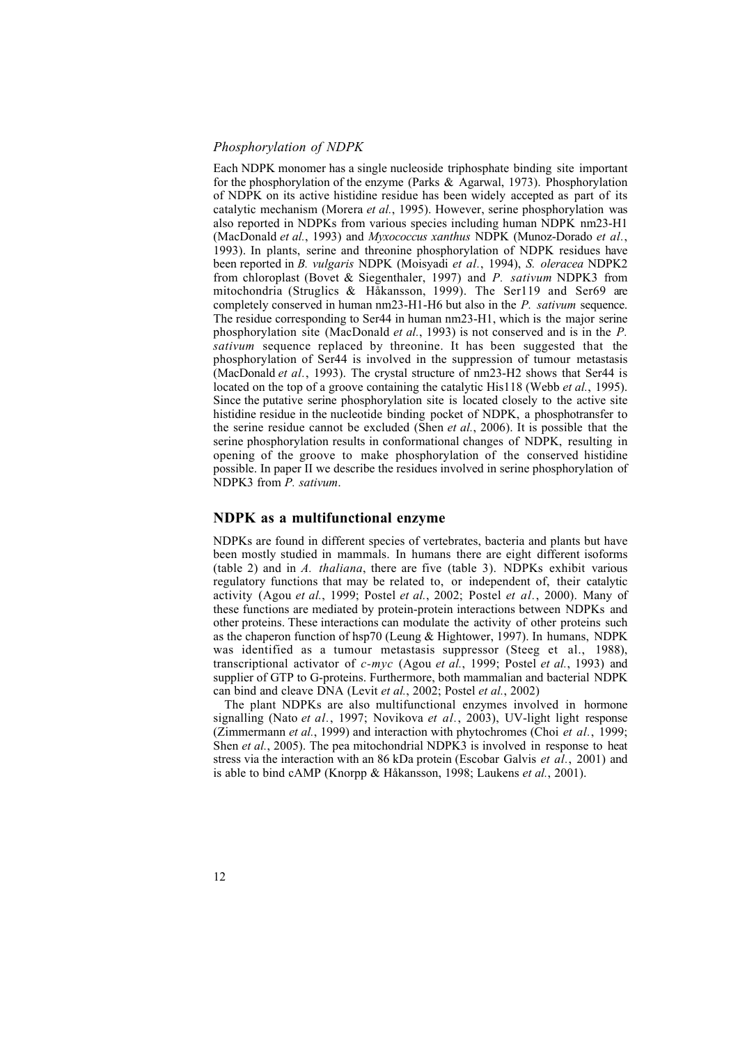### *Phosphorylation of NDPK*

Each NDPK monomer has a single nucleoside triphosphate binding site important for the phosphorylation of the enzyme (Parks & Agarwal, 1973). Phosphorylation of NDPK on its active histidine residue has been widely accepted as part of its catalytic mechanism (Morera *et al.*, 1995). However, serine phosphorylation was also reported in NDPKs from various species including human NDPK nm23-H1 (MacDonald *et al.*, 1993) and *Myxococcus xanthus* NDPK (Munoz-Dorado *et al.*, 1993). In plants, serine and threonine phosphorylation of NDPK residues have been reported in *B. vulgaris* NDPK (Moisyadi *et al.*, 1994), *S. oleracea* NDPK2 from chloroplast (Bovet & Siegenthaler, 1997) and *P. sativum* NDPK3 from mitochondria (Struglics & Håkansson, 1999). The Ser119 and Ser69 are completely conserved in human nm23-H1-H6 but also in the *P. sativum* sequence. The residue corresponding to Ser44 in human nm23-H1, which is the major serine phosphorylation site (MacDonald *et al.*, 1993) is not conserved and is in the *P. sativum* sequence replaced by threonine. It has been suggested that the phosphorylation of Ser44 is involved in the suppression of tumour metastasis (MacDonald *et al.*, 1993). The crystal structure of nm23-H2 shows that Ser44 is located on the top of a groove containing the catalytic His118 (Webb *et al.*, 1995). Since the putative serine phosphorylation site is located closely to the active site histidine residue in the nucleotide binding pocket of NDPK, a phosphotransfer to the serine residue cannot be excluded (Shen *et al.*, 2006). It is possible that the serine phosphorylation results in conformational changes of NDPK, resulting in opening of the groove to make phosphorylation of the conserved histidine possible. In paper II we describe the residues involved in serine phosphorylation of NDPK3 from *P. sativum*.

## NDPK as a multifunctional enzyme

NDPKs are found in different species of vertebrates, bacteria and plants but have been mostly studied in mammals. In humans there are eight different isoforms (table 2) and in *A. thaliana*, there are five (table 3). NDPKs exhibit various regulatory functions that may be related to, or independent of, their catalytic activity (Agou *et al.*, 1999; Postel *et al.*, 2002; Postel *et al.*, 2000). Many of these functions are mediated by protein-protein interactions between NDPKs and other proteins. These interactions can modulate the activity of other proteins such as the chaperon function of hsp70 (Leung & Hightower, 1997). In humans, NDPK was identified as a tumour metastasis suppressor (Steeg et al., 1988), transcriptional activator of *c-myc* (Agou *et al.*, 1999; Postel *et al.*, 1993) and supplier of GTP to G-proteins. Furthermore, both mammalian and bacterial NDPK can bind and cleave DNA (Levit *et al.*, 2002; Postel *et al.*, 2002)

The plant NDPKs are also multifunctional enzymes involved in hormone signalling (Nato *et al.*, 1997; Novikova *et al.*, 2003), UV-light light response (Zimmermann *et al.*, 1999) and interaction with phytochromes (Choi *et al.*, 1999; Shen *et al.*, 2005). The pea mitochondrial NDPK3 is involved in response to heat stress via the interaction with an 86 kDa protein (Escobar Galvis *et al.*, 2001) and is able to bind cAMP (Knorpp & Håkansson, 1998; Laukens *et al.*, 2001).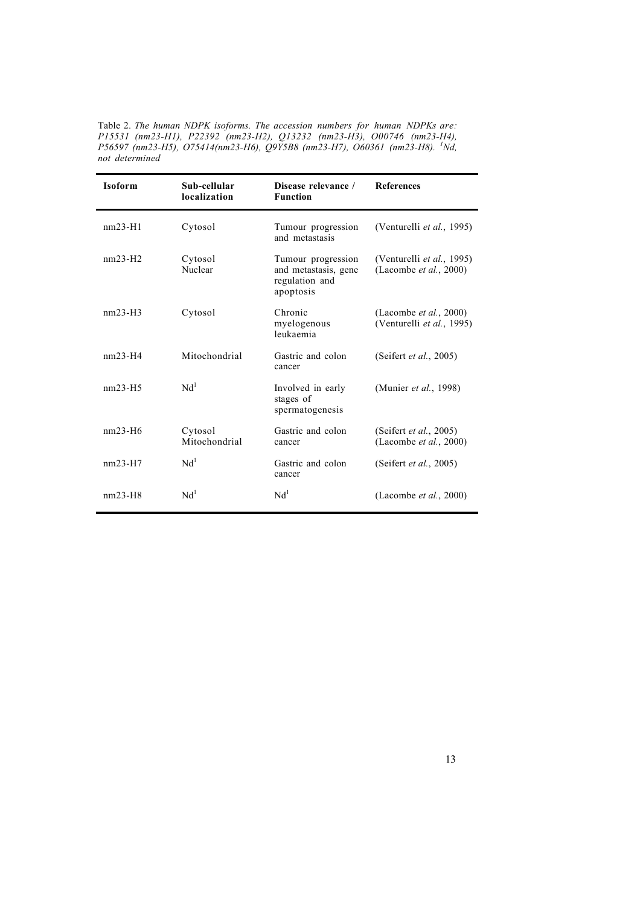Table 2. *The human NDPK isoforms. The accession numbers for human NDPKs are: P15531 (nm23-H1), P22392 (nm23-H2), Q13232 (nm23-H3), O00746 (nm23-H4), P56597 (nm23-H5), O75414(nm23-H6), Q9Y5B8 (nm23-H7), O60361 (nm23-H8).* [1]*Nd, not determined*

| **Isoform** | **Sub-cellular localization** | **Disease relevance / Function** | **References** |
|---|---|---|---|
| nm23-H1 | Cytosol | Tumour progression and metastasis | (Venturelli *et al.*, 1995) |
| nm23-H2 | Cytosol Nuclear | Tumour progression and metastasis, gene regulation and apoptosis | (Venturelli *et al.*, 1995) (Lacombe *et al.*, 2000) |
| nm23-H3 | Cytosol | Chronic myelogenous leukaemia | (Lacombe *et al.*, 2000) (Venturelli *et al.*, 1995) |
| nm23-H4 | Mitochondrial | Gastric and colon cancer | (Seifert *et al.*, 2005) |
| nm23-H5 | Nd[1] | Involved in early stages of spermatogenesis | (Munier *et al.*, 1998) |
| nm23-H6 | Cytosol Mitochondrial | Gastric and colon cancer | (Seifert *et al.*, 2005) (Lacombe *et al.*, 2000) |
| nm23-H7 | Nd[1] | Gastric and colon cancer | (Seifert *et al.*, 2005) |
| nm23-H8 | Nd[1] | Nd[1] | (Lacombe *et al.*, 2000) |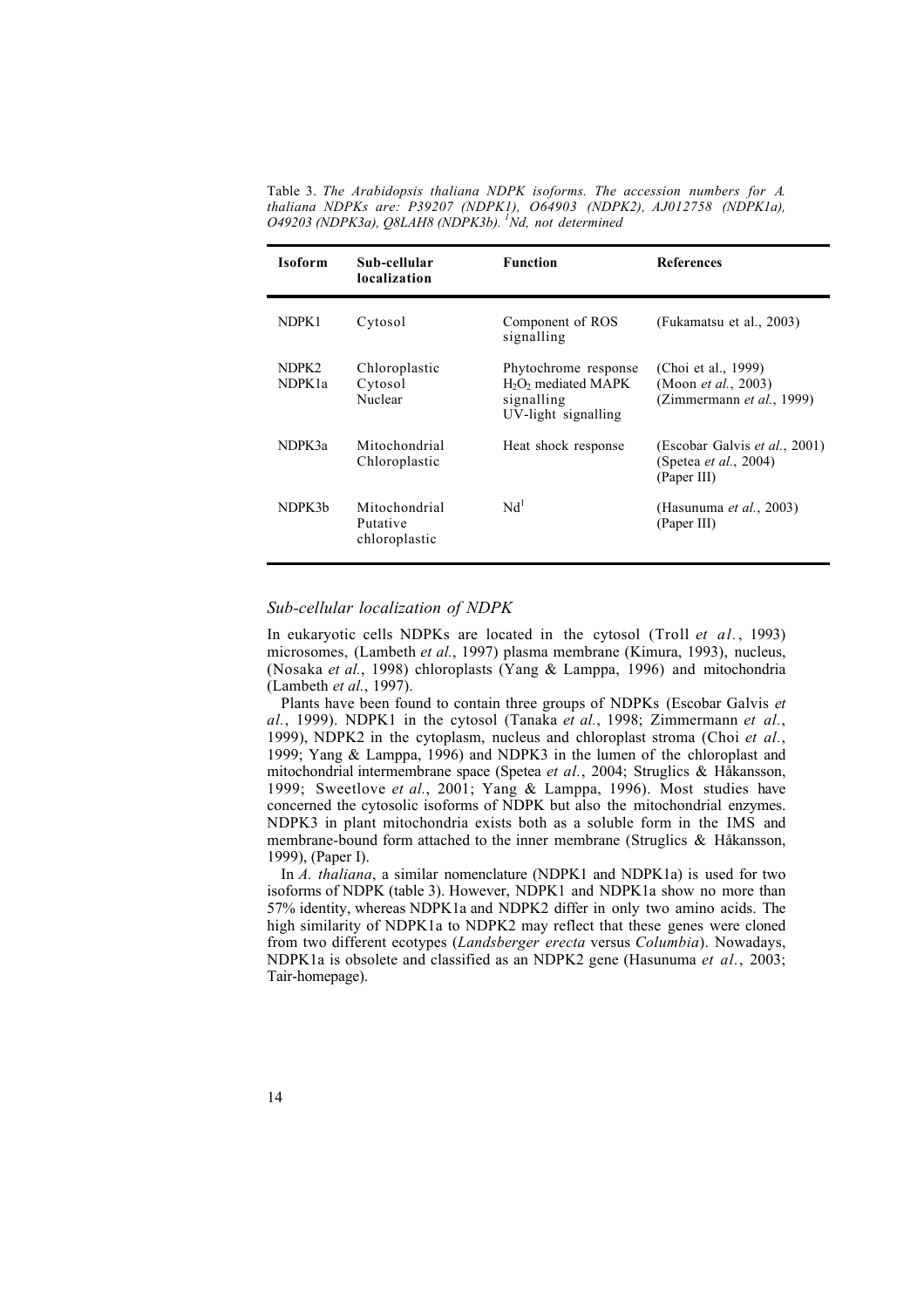Table 3. *The Arabidopsis thaliana NDPK isoforms. The accession numbers for A. thaliana NDPKs are: P39207 (NDPK1), O64903 (NDPK2), AJ012758 (NDPK1a), O49203 (NDPK3a), Q8LAH8 (NDPK3b). [1]Nd, not determined*

| Isoform | Sub-cellular localization | Function | References |
|---|---|---|---|
| NDPK1 | Cytosol | Component of ROS signalling | (Fukamatsu et al., 2003) |
| NDPK2<br>NDPK1a | Chloroplastic<br>Cytosol<br>Nuclear | Phytochrome response<br>$H_2O_2$ mediated MAPK signalling<br>UV-light signalling | (Choi et al., 1999)<br>(Moon *et al.*, 2003)<br>(Zimmermann *et al.*, 1999) |
| NDPK3a | Mitochondrial<br>Chloroplastic | Heat shock response | (Escobar Galvis *et al.*, 2001)<br>(Spetea *et al.*, 2004)<br>(Paper III) |
| NDPK3b | Mitochondrial<br>Putative chloroplastic | Nd[1] | (Hasunuma *et al.*, 2003)<br>(Paper III) |

### *Sub-cellular localization of NDPK*

In eukaryotic cells NDPKs are located in the cytosol (Troll *et al.*, 1993) microsomes, (Lambeth *et al.*, 1997) plasma membrane (Kimura, 1993), nucleus, (Nosaka *et al.*, 1998) chloroplasts (Yang & Lamppa, 1996) and mitochondria (Lambeth *et al.*, 1997).

Plants have been found to contain three groups of NDPKs (Escobar Galvis *et al.*, 1999). NDPK1 in the cytosol (Tanaka *et al.*, 1998; Zimmermann *et al.*, 1999), NDPK2 in the cytoplasm, nucleus and chloroplast stroma (Choi *et al.*, 1999; Yang & Lamppa, 1996) and NDPK3 in the lumen of the chloroplast and mitochondrial intermembrane space (Spetea *et al.*, 2004; Struglics & Håkansson, 1999; Sweetlove *et al.*, 2001; Yang & Lamppa, 1996). Most studies have concerned the cytosolic isoforms of NDPK but also the mitochondrial enzymes. NDPK3 in plant mitochondria exists both as a soluble form in the IMS and membrane-bound form attached to the inner membrane (Struglics & Håkansson, 1999), (Paper I).

In *A. thaliana*, a similar nomenclature (NDPK1 and NDPK1a) is used for two isoforms of NDPK (table 3). However, NDPK1 and NDPK1a show no more than 57% identity, whereas NDPK1a and NDPK2 differ in only two amino acids. The high similarity of NDPK1a to NDPK2 may reflect that these genes were cloned from two different ecotypes (*Landsberger erecta* versus *Columbia*). Nowadays, NDPK1a is obsolete and classified as an NDPK2 gene (Hasunuma *et al.*, 2003; Tair-homepage).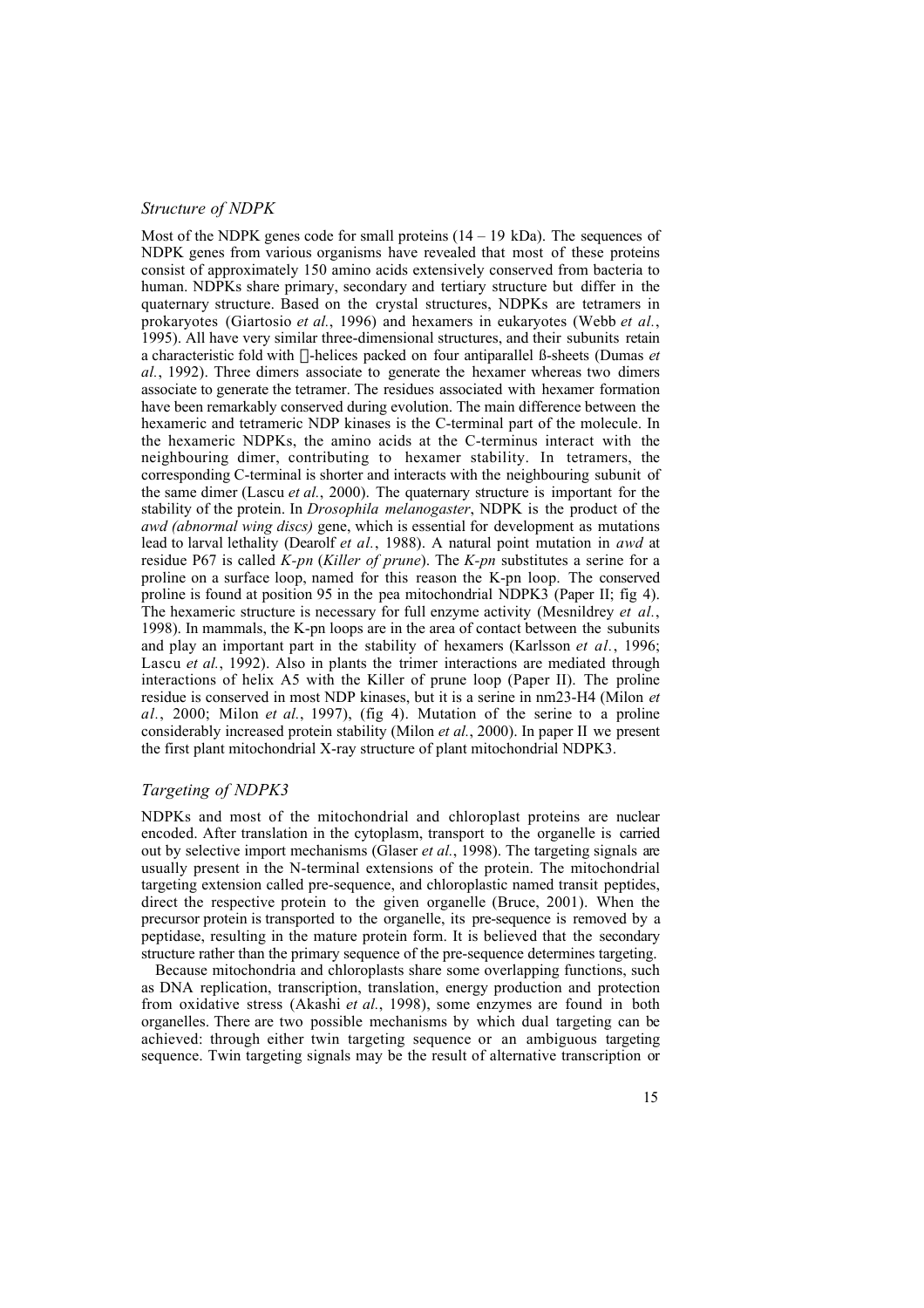## *Structure of NDPK*

Most of the NDPK genes code for small proteins (14 – 19 kDa). The sequences of NDPK genes from various organisms have revealed that most of these proteins consist of approximately 150 amino acids extensively conserved from bacteria to human. NDPKs share primary, secondary and tertiary structure but differ in the quaternary structure. Based on the crystal structures, NDPKs are tetramers in prokaryotes (Giartosio *et al.*, 1996) and hexamers in eukaryotes (Webb *et al.*, 1995). All have very similar three-dimensional structures, and their subunits retain a characteristic fold with -helices packed on four antiparallel ß-sheets (Dumas *et al.*, 1992). Three dimers associate to generate the hexamer whereas two dimers associate to generate the tetramer. The residues associated with hexamer formation have been remarkably conserved during evolution. The main difference between the hexameric and tetrameric NDP kinases is the C-terminal part of the molecule. In the hexameric NDPKs, the amino acids at the C-terminus interact with the neighbouring dimer, contributing to hexamer stability. In tetramers, the corresponding C-terminal is shorter and interacts with the neighbouring subunit of the same dimer (Lascu *et al.*, 2000). The quaternary structure is important for the stability of the protein. In *Drosophila melanogaster*, NDPK is the product of the *awd (abnormal wing discs)* gene, which is essential for development as mutations lead to larval lethality (Dearolf *et al.*, 1988). A natural point mutation in *awd* at residue P67 is called *K-pn* (*Killer of prune*). The *K-pn* substitutes a serine for a proline on a surface loop, named for this reason the K-pn loop. The conserved proline is found at position 95 in the pea mitochondrial NDPK3 (Paper II; fig 4). The hexameric structure is necessary for full enzyme activity (Mesnildrey *et al.*, 1998). In mammals, the K-pn loops are in the area of contact between the subunits and play an important part in the stability of hexamers (Karlsson *et al.*, 1996; Lascu *et al.*, 1992). Also in plants the trimer interactions are mediated through interactions of helix A5 with the Killer of prune loop (Paper II). The proline residue is conserved in most NDP kinases, but it is a serine in nm23-H4 (Milon *et al.*, 2000; Milon *et al.*, 1997), (fig 4). Mutation of the serine to a proline considerably increased protein stability (Milon *et al.*, 2000). In paper II we present the first plant mitochondrial X-ray structure of plant mitochondrial NDPK3.

## *Targeting of NDPK3*

NDPKs and most of the mitochondrial and chloroplast proteins are nuclear encoded. After translation in the cytoplasm, transport to the organelle is carried out by selective import mechanisms (Glaser *et al.*, 1998). The targeting signals are usually present in the N-terminal extensions of the protein. The mitochondrial targeting extension called pre-sequence, and chloroplastic named transit peptides, direct the respective protein to the given organelle (Bruce, 2001). When the precursor protein is transported to the organelle, its pre-sequence is removed by a peptidase, resulting in the mature protein form. It is believed that the secondary structure rather than the primary sequence of the pre-sequence determines targeting.

Because mitochondria and chloroplasts share some overlapping functions, such as DNA replication, transcription, translation, energy production and protection from oxidative stress (Akashi *et al.*, 1998), some enzymes are found in both organelles. There are two possible mechanisms by which dual targeting can be achieved: through either twin targeting sequence or an ambiguous targeting sequence. Twin targeting signals may be the result of alternative transcription or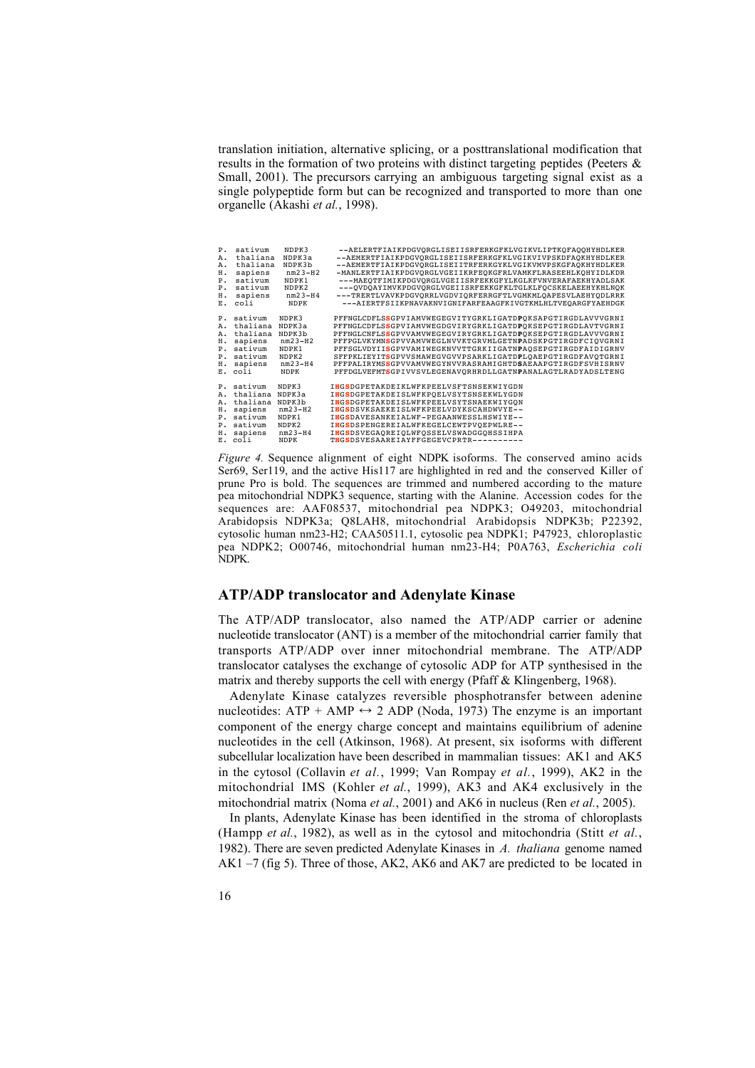translation initiation, alternative splicing, or a posttranslational modification that results in the formation of two proteins with distinct targeting peptides (Peeters & Small, 2001). The precursors carrying an ambiguous targeting signal exist as a single polypeptide form but can be recognized and transported to more than one organelle (Akashi *et al.*, 1998).

```
P. sativum   NDPK3     --AELERTFIAIKPDGVQRGLISEIISRFERKGFKLVGIKVLIPTKQFAQQHYHDLKER
A. thaliana  NDPK3a    --AEMERTFIAIKPDGVQRGLISEIISRFERKGFKLVGIKVIVPSKDFAQKHYHDLKER
A. thaliana  NDPK3b    --AEMERTFIAIKPDGVQRGLISEIITRFERKGYKLVGIKVMVPSKGFAQKHYHDLKER
H. sapiens   nm23-H2   -MANLERTFIAIKPDGVQRGLVGEIIKRFEQKGFRLVAMKFLRASEEHLKQHYIDLKDR
P. sativum   NDPK1     ---MAEQTFIMIKPDGVQRGLVGEIISRFEKKGFYLKGLKFVNVERAFAEKHYADLSAK
P. sativum   NDPK2     ---QVDQAYIMVKPDGVQRGLVGEIISRFEKKGFKLTGLKLFQCSKELAEEHYKHLNQK
H. sapiens   nm23-H4   ---TRERTLVAVKPDGVQRRLVGDVIQRFERRGFTLVGMKMLQAPESVLAEHYQDLRRK
E. coli      NDPK       ---AIERTFSIIKPNAVAKNVIGNIFARFEAAGFKIVGTKMLHLTVEQARGFYAEHDGK

P. sativum   NDPK3     PFFNGLCDFLSSGPVIAMVWEGEGVITYGRKLIGATDPQKSAPGTIRGDLAVVVGRNI
A. thaliana  NDPK3a    PFFNGLCDFLSSGPVIAMVWEGDGVIRYGRKLIGATDPQKSEPGTIRGDLAVTVGRNI
A. thaliana  NDPK3b    PFFNGLCNFLSSGPVVAMVWEGEGVIRYGRKLIGATDPQKSEPGTIRGDLAVVVGRNI
H. sapiens   nm23-H2   PFFPGLVKYMNSGPVVAMVWEGLNVVKTGRVMLGETNPADSKPGTIRGDFCIQVGRNI
P. sativum   NDPK1     PFFSGLVDYIISGPVVAMIWEGKNVVTTGRKIIGATNPAQSEPGTIRGDFAIDIGRNV
P. sativum   NDPK2     SFFPKLIEYITSGPVVSMAWEGVGVVPSARKLIGATDPLQAEPGTIRGDFAVQTGRNI
H. sapiens   nm23-H4   PFFPALIRYMSSGPVVAMVWEGYNVVRASRAMIGHTDSAEAAPGTIRGDFSVHISRNV
E. coli      NDPK       PFFDGLVEFMTSGPIVVSVLEGENAVQRHRDLLGATNPANALAGTLRADYADSLTENG

P. sativum   NDPK3     IHGSDGPETAKDEIKLWFKPEELVSFTSNSEKWIYGDN
A. thaliana  NDPK3a    IHGSDGPETAKDEISLWFKPQELVSYTSNSEKWLYGDN
A. thaliana  NDPK3b    IHGSDGPETAKDEISLWFKPEELVSYTSNAEKWIYGQN
H. sapiens   nm23-H2   IHGSDSVKSAEKEISLWFKPEELVDYKSCAHDWVYE--
P. sativum   NDPK1     IHGSDAVESANKEIALWF-PEGAANWESSLHSWIYE--
P. sativum   NDPK2     IHGSDSPENGEREIALWFKEGELCEWTPVQEPWLRE--
H. sapiens   nm23-H4   IHGSDSVEGAQREIQLWFQSSELVSWADGGQHSSIHPA
E. coli      NDPK       THGSDSVESAAREIAYFFGEGEVCPRTR----------
```

*Figure 4.* Sequence alignment of eight NDPK isoforms. The conserved amino acids Ser69, Ser119, and the active His117 are highlighted in red and the conserved Killer of prune Pro is bold. The sequences are trimmed and numbered according to the mature pea mitochondrial NDPK3 sequence, starting with the Alanine. Accession codes for the sequences are: AAF08537, mitochondrial pea NDPK3; O49203, mitochondrial Arabidopsis NDPK3a; Q8LAH8, mitochondrial Arabidopsis NDPK3b; P22392, cytosolic human nm23-H2; CAA50511.1, cytosolic pea NDPK1; P47923, chloroplastic pea NDPK2; O00746, mitochondrial human nm23-H4; P0A763, *Escherichia coli* NDPK.

## ATP/ADP translocator and Adenylate Kinase

The ATP/ADP translocator, also named the ATP/ADP carrier or adenine nucleotide translocator (ANT) is a member of the mitochondrial carrier family that transports ATP/ADP over inner mitochondrial membrane. The ATP/ADP translocator catalyses the exchange of cytosolic ADP for ATP synthesised in the matrix and thereby supports the cell with energy (Pfaff & Klingenberg, 1968).

Adenylate Kinase catalyzes reversible phosphotransfer between adenine nucleotides: ATP + AMP $\leftrightarrow$ 2 ADP (Noda, 1973) The enzyme is an important component of the energy charge concept and maintains equilibrium of adenine nucleotides in the cell (Atkinson, 1968). At present, six isoforms with different subcellular localization have been described in mammalian tissues: AK1 and AK5 in the cytosol (Collavin *et al.*, 1999; Van Rompay *et al.*, 1999), AK2 in the mitochondrial IMS (Kohler *et al.*, 1999), AK3 and AK4 exclusively in the mitochondrial matrix (Noma *et al.*, 2001) and AK6 in nucleus (Ren *et al.*, 2005).

In plants, Adenylate Kinase has been identified in the stroma of chloroplasts (Hampp *et al.*, 1982), as well as in the cytosol and mitochondria (Stitt *et al.*, 1982). There are seven predicted Adenylate Kinases in *A. thaliana* genome named AK1 –7 (fig 5). Three of those, AK2, AK6 and AK7 are predicted to be located in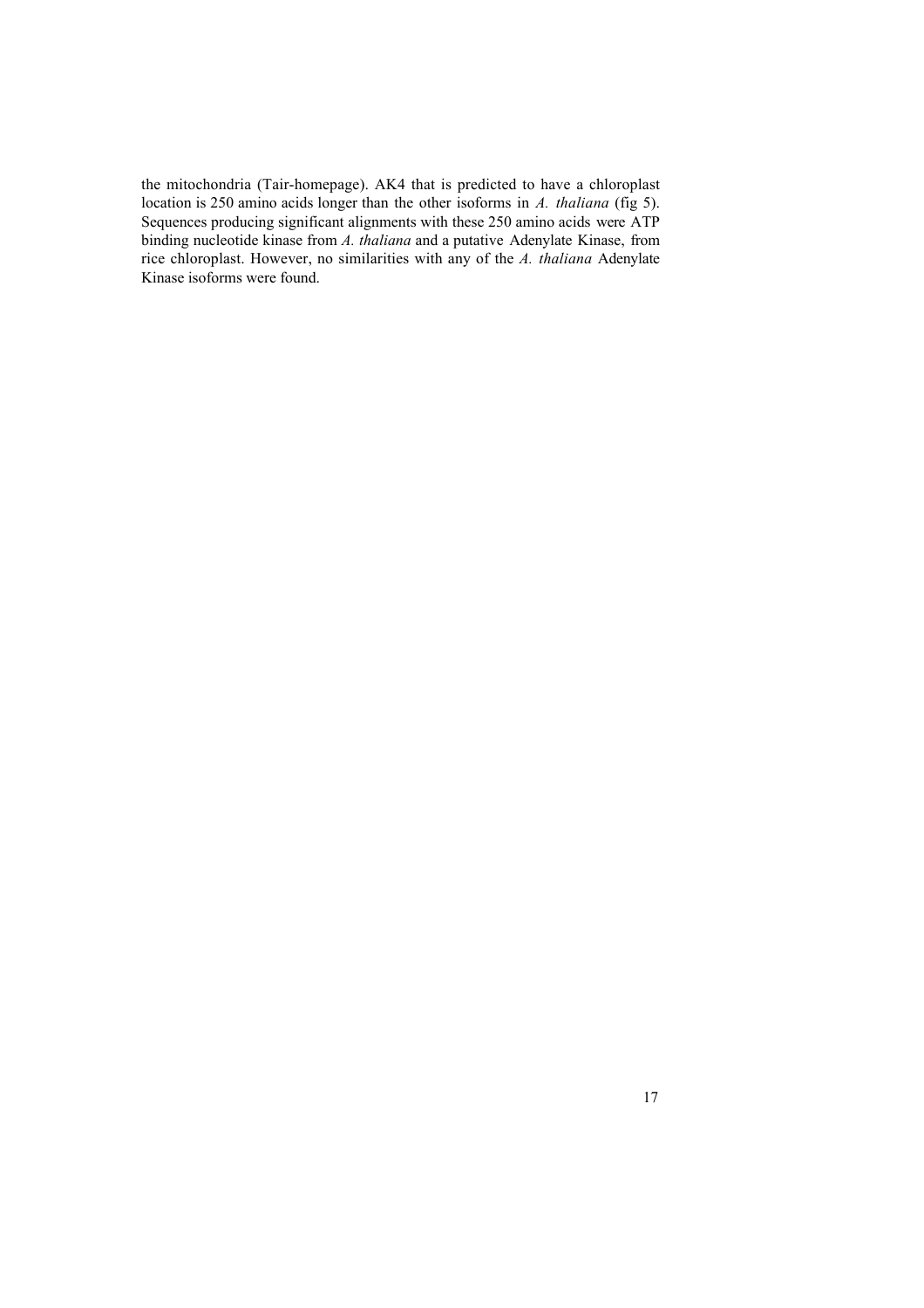the mitochondria (Tair-homepage). AK4 that is predicted to have a chloroplast location is 250 amino acids longer than the other isoforms in *A. thaliana* (fig 5). Sequences producing significant alignments with these 250 amino acids were ATP binding nucleotide kinase from *A. thaliana* and a putative Adenylate Kinase, from rice chloroplast. However, no similarities with any of the *A. thaliana* Adenylate Kinase isoforms were found.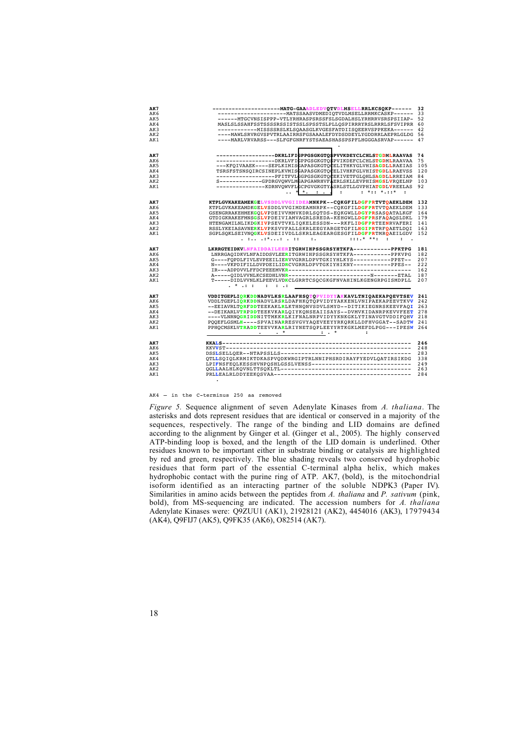```
AK7   --------------------MATG-GAAADLEDVQTVDLMSELLRRLKCSQKP------  32
AK6   --------------------MATSSAASVDMEDIQTVDLMSELLRRMKCASKP------  33
AK5   ------MTGCVNSISPPP-VTLYRHRASPSRSSFSLSGDALHSLYRHRRVSRSPSIIAP-  52
AK4   MASLSLSSAHFSSTSSSSRSSISTSSLSPSSTSLPLLQSPIRRRYRSLRRRLSFSVIPRR  60
AK3   ------------MISSSSRSLKLSQAASGLKVGESFATDIISQEERVSPPKEKA------  42
AK2   ----MAWLSRVRGVSPVTRLAAIRRSFGSAAALEFDYDSDDEYLYGDDRRLAEPRLGLDG  56
AK1   ----MARLVRVARSS---SLFGFGNRFYSTSAEASHASSPSPFLHGGGASRVAP------  47

AK7   -----------------DKRLIFIGPPGSGKGTQSPVVKDEYCLCHLSTGDMLRAAVAS  74
AK6   -----------------DKRLVFIGPPGSGKGTQSPVIKDEFCLCHLSTGDMLRAAVAA  75
AK5   ---KFQIVAAEK----SEPLKIMISGAPASGKGTQCELITHKYGLVHISAGDLLRAEIAS  105
AK4   TSRSFSTSNSQIRCSINEPLKVMISGAPASGKGTQCELIVHKFGLVHISTGDLLRAEVSS  120
AK3   -----------------PPITFVLGGPGSGKGTQCEKIVETFGLQHLSAGDLLRREIAM  84
AK2   S-------------GPDRGVQWVLMGAPGAWRHVFAERLSKLLEVPHISMGSLVRQELNP  103
AK1   ---------------KDRNVQWVFLGCPGVGKGTYASRLSTLLGVPHIATGDLVREELAS  92

AK7   KTPLGVKAKEAMEKGELVSDDLVVGIIDEAMNKPK--CQKGFILDGFPRTVTQAEKLDEM  132
AK6   KTPLGVKAKEAMDKGELVSDDLVVGIMDEAMNRPK--CQKGFILDGFPRTVTQAEKLDEM  133
AK5   GSENGRRAKEHMEKGQLVPDEIVVMMVKDRLSQTDS-EQKGWLLDGYPRSASQATALKGF  164
AK4   GTDIGKRAKEFMNSGSLVPDEIVIAMVAGRLSREDA-KEHGWLLDGFPRSFAQAQSLDKL  179
AK3   HTENGAMILNLIKDGKIVPSEVTVKLIQKELESSDN---RKFLIDGFPRTEENRVAFERI  141
AK2   RSSLYKEIASAVNERKLVPKSVVFALLSKRLEEGYARGETGFILHGIPRTRFQAETLDQI  163
AK1   SGPLSQKLSEIVNQGKLVSDEIIVDLLSKRLEAGEARGESGFILDGFPRTMRQAEILGDV  152

AK7   LKRRGTEIDKVLNFAIDDAILEERITGRWIHPSSGRSYHTKFA-----------PPKTPG  181
AK6   LNRRGAQIDKVLNFAIDDSVLEERITGRWIHPSSGRSYHTKFA-----------PPKVPG  182
AK5   G----FQPDLFIVLEVPEEILIERVVGRRLDPVTGKIYHLKYS-----------PPET--  207
AK4   N----VKPDIFILLDVPDEILIDRCVGRRLDPVTGKIYHIKNY-----------PPES--  222
AK3   IR---ADPDVVLFFDCPEEEMVKR------------------------------------  162
AK2   A-----QIDLVVNLKCSEDHLVNR------------------------N-------ETAL  187
AK1   T-----DIDLVVNLKLPEEVLVDKCLGRRTCSQCGKGFNVAHINLKGENGRPGISMDPLL  207

AK7   VDDITGEPLIQRKDDNADVLKSRLAAFHSQTQPVIDYYAKKAVLTNIQAEKAPQEVTSEV  241
AK6   VDDLTGEPLIQRKDDNADVLRSRLDAFHKQTQPVIDYYAKKENLVNIPAEKAPEEVTKVV  242
AK5   --EEIAVRLTQRFDDTEEKAKLRLKTHNQNVSDVLSMYD--DITIKIEGNRSKEEVFAQI  263
AK4   --DEIKARLVTRPDDTEEKVKARLQIYKQNSEAIISAYS--DVMVKIDANRPKEVVFEET  278
AK3   ----VLNRNQGRIDDNITTMKKRLKIFNALNRPVIDYYKNKGKLYTINAVGTVDDIFQHV  218
AK2   PQQEFLGSMLH----SPVAINARRESVGVYAQEVEEYYRKQRKLLDFHVGGAT--SADTW  241
AK1   PPHQCMSKLVTRADDTEEVVKARLRIYNETSQPLEEYYRTKGKLMEFDLPGG---IPESW  264

AK7   KKALS-------------------------------------------------------  246
AK6   KKVVST------------------------------------------------------  248
AK5   DSSLSELLQER--NTAPSSLLS--------------------------------------  283
AK4   QTLLSQIQLKRMIKTDKASPVQDKWRGIPTRLNNIPHSRDIRAYFYEDVLQATIRSIKDG  338
AK3   LPIFNSFEQLKESSHVNPQSHLGSSLVENSS-----------------------------  249
AK2   QGLLAALHLKQVNLTTSQKLTL--------------------------------------  263
AK1   PRLLEALRLDDYEEKQSVAA----------------------------------------  284
```

AK4 – in the C-terminus 250 aa removed

*Figure 5.* Sequence alignment of seven Adenylate Kinases from *A. thaliana*. The asterisks and dots represent residues that are identical or conserved in a majority of the sequences, respectively. The range of the binding and LID domains are defined according to the alignment by Ginger et al. (Ginger et al., 2005). The highly conserved ATP-binding loop is boxed, and the length of the LID domain is underlined. Other residues known to be important either in substrate binding or catalysis are highlighted by red and green, respectively. The blue shading reveals two conserved hydrophobic residues that form part of the essential C-terminal alpha helix, which makes hydrophobic contact with the purine ring of ATP. AK7, (bold), is the mitochondrial isoform identified as an interacting partner of the soluble NDPK3 (Paper IV). Similarities in amino acids between the peptides from *A. thaliana* and *P. sativum* (pink, bold), from MS-sequencing are indicated. The accession numbers for *A. thaliana* Adenylate Kinases were: Q9ZUU1 (AK1), 21928121 (AK2), 4454016 (AK3), 17979434 (AK4), Q9FIJ7 (AK5), Q9FK35 (AK6), O82514 (AK7).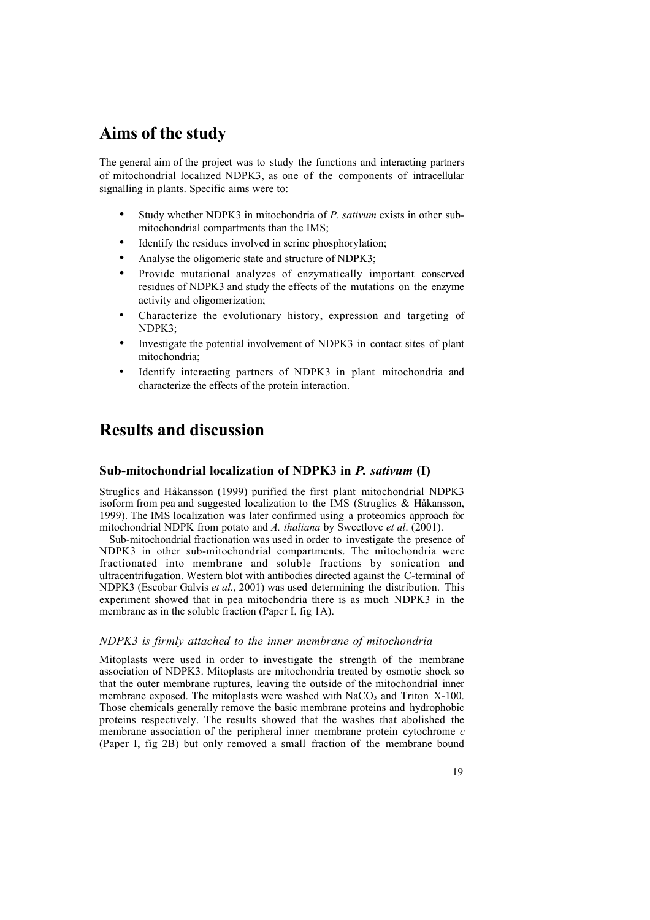# Aims of the study

The general aim of the project was to study the functions and interacting partners of mitochondrial localized NDPK3, as one of the components of intracellular signalling in plants. Specific aims were to:

- Study whether NDPK3 in mitochondria of *P. sativum* exists in other sub-mitochondrial compartments than the IMS;
- Identify the residues involved in serine phosphorylation;
- Analyse the oligomeric state and structure of NDPK3;
- Provide mutational analyzes of enzymatically important conserved residues of NDPK3 and study the effects of the mutations on the enzyme activity and oligomerization;
- Characterize the evolutionary history, expression and targeting of NDPK3;
- Investigate the potential involvement of NDPK3 in contact sites of plant mitochondria;
- Identify interacting partners of NDPK3 in plant mitochondria and characterize the effects of the protein interaction.

# Results and discussion

## Sub-mitochondrial localization of NDPK3 in *P. sativum* (I)

Struglics and Håkansson (1999) purified the first plant mitochondrial NDPK3 isoform from pea and suggested localization to the IMS (Struglics & Håkansson, 1999). The IMS localization was later confirmed using a proteomics approach for mitochondrial NDPK from potato and *A. thaliana* by Sweetlove *et al*. (2001).

Sub-mitochondrial fractionation was used in order to investigate the presence of NDPK3 in other sub-mitochondrial compartments. The mitochondria were fractionated into membrane and soluble fractions by sonication and ultracentrifugation. Western blot with antibodies directed against the C-terminal of NDPK3 (Escobar Galvis *et al.*, 2001) was used determining the distribution. This experiment showed that in pea mitochondria there is as much NDPK3 in the membrane as in the soluble fraction (Paper I, fig 1A).

### *NDPK3 is firmly attached to the inner membrane of mitochondria*

Mitoplasts were used in order to investigate the strength of the membrane association of NDPK3. Mitoplasts are mitochondria treated by osmotic shock so that the outer membrane ruptures, leaving the outside of the mitochondrial inner membrane exposed. The mitoplasts were washed with $NaCO_3$ and Triton X-100. Those chemicals generally remove the basic membrane proteins and hydrophobic proteins respectively. The results showed that the washes that abolished the membrane association of the peripheral inner membrane protein cytochrome *c* (Paper I, fig 2B) but only removed a small fraction of the membrane bound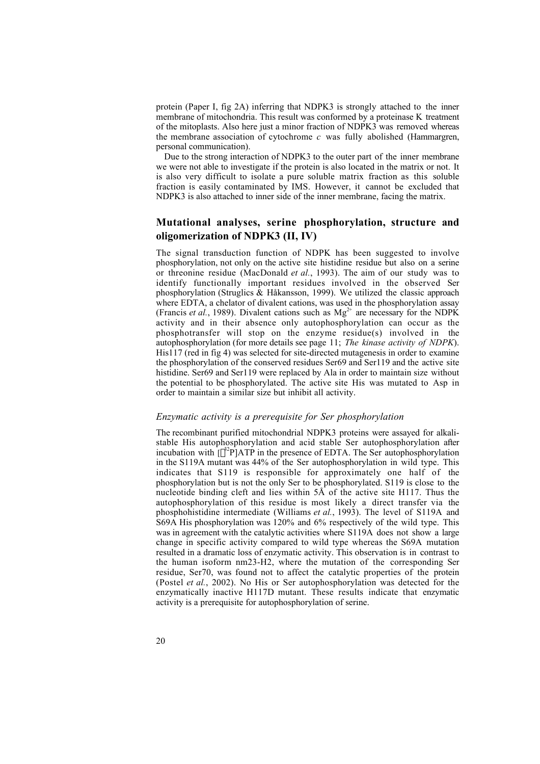protein (Paper I, fig 2A) inferring that NDPK3 is strongly attached to the inner membrane of mitochondria. This result was conformed by a proteinase K treatment of the mitoplasts. Also here just a minor fraction of NDPK3 was removed whereas the membrane association of cytochrome *c* was fully abolished (Hammargren, personal communication).

Due to the strong interaction of NDPK3 to the outer part of the inner membrane we were not able to investigate if the protein is also located in the matrix or not. It is also very difficult to isolate a pure soluble matrix fraction as this soluble fraction is easily contaminated by IMS. However, it cannot be excluded that NDPK3 is also attached to inner side of the inner membrane, facing the matrix.

## Mutational analyses, serine phosphorylation, structure and oligomerization of NDPK3 (II, IV)

The signal transduction function of NDPK has been suggested to involve phosphorylation, not only on the active site histidine residue but also on a serine or threonine residue (MacDonald *et al.*, 1993). The aim of our study was to identify functionally important residues involved in the observed Ser phosphorylation (Struglics & Håkansson, 1999). We utilized the classic approach where EDTA, a chelator of divalent cations, was used in the phosphorylation assay (Francis *et al.*, 1989). Divalent cations such as $Mg^{2+}$ are necessary for the NDPK activity and in their absence only autophosphorylation can occur as the phosphotransfer will stop on the enzyme residue(s) involved in the autophosphorylation (for more details see page 11; *The kinase activity of NDPK*). His117 (red in fig 4) was selected for site-directed mutagenesis in order to examine the phosphorylation of the conserved residues Ser69 and Ser119 and the active site histidine. Ser69 and Ser119 were replaced by Ala in order to maintain size without the potential to be phosphorylated. The active site His was mutated to Asp in order to maintain a similar size but inhibit all activity.

### *Enzymatic activity is a prerequisite for Ser phosphorylation*

The recombinant purified mitochondrial NDPK3 proteins were assayed for alkali-stable His autophosphorylation and acid stable Ser autophosphorylation after incubation with [$\gamma$-$^{32}$P]ATP in the presence of EDTA. The Ser autophosphorylation in the S119A mutant was 44% of the Ser autophosphorylation in wild type. This indicates that S119 is responsible for approximately one half of the phosphorylation but is not the only Ser to be phosphorylated. S119 is close to the nucleotide binding cleft and lies within 5Å of the active site H117. Thus the autophosphorylation of this residue is most likely a direct transfer via the phosphohistidine intermediate (Williams *et al.*, 1993). The level of S119A and S69A His phosphorylation was 120% and 6% respectively of the wild type. This was in agreement with the catalytic activities where S119A does not show a large change in specific activity compared to wild type whereas the S69A mutation resulted in a dramatic loss of enzymatic activity. This observation is in contrast to the human isoform nm23-H2, where the mutation of the corresponding Ser residue, Ser70, was found not to affect the catalytic properties of the protein (Postel *et al.*, 2002). No His or Ser autophosphorylation was detected for the enzymatically inactive H117D mutant. These results indicate that enzymatic activity is a prerequisite for autophosphorylation of serine.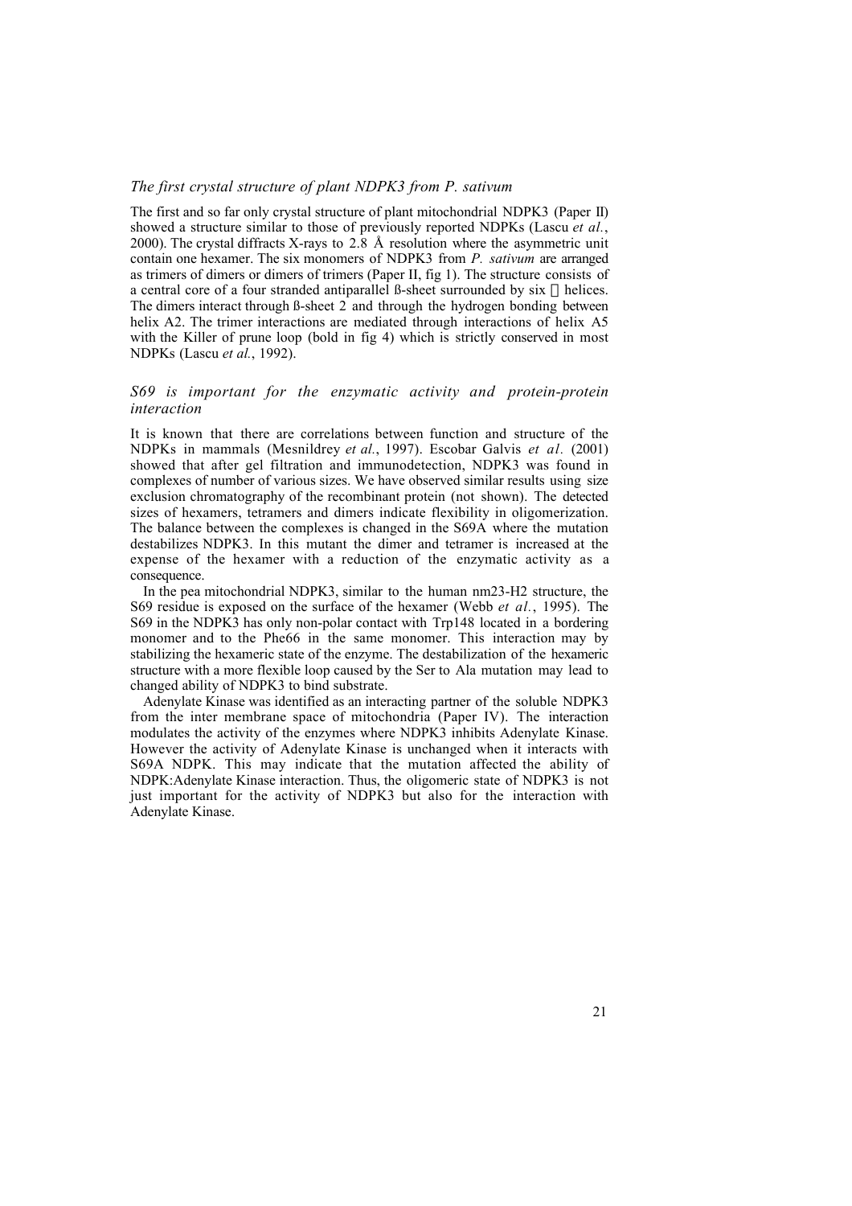### *The first crystal structure of plant NDPK3 from P. sativum*

The first and so far only crystal structure of plant mitochondrial NDPK3 (Paper II) showed a structure similar to those of previously reported NDPKs (Lascu *et al.*, 2000). The crystal diffracts X-rays to 2.8 Å resolution where the asymmetric unit contain one hexamer. The six monomers of NDPK3 from *P. sativum* are arranged as trimers of dimers or dimers of trimers (Paper II, fig 1). The structure consists of a central core of a four stranded antiparallel ß-sheet surrounded by six α helices. The dimers interact through ß-sheet 2 and through the hydrogen bonding between helix A2. The trimer interactions are mediated through interactions of helix A5 with the Killer of prune loop (bold in fig 4) which is strictly conserved in most NDPKs (Lascu *et al.*, 1992).

### *S69 is important for the enzymatic activity and protein-protein interaction*

It is known that there are correlations between function and structure of the NDPKs in mammals (Mesnildrey *et al.*, 1997). Escobar Galvis *et al.* (2001) showed that after gel filtration and immunodetection, NDPK3 was found in complexes of number of various sizes. We have observed similar results using size exclusion chromatography of the recombinant protein (not shown). The detected sizes of hexamers, tetramers and dimers indicate flexibility in oligomerization. The balance between the complexes is changed in the S69A where the mutation destabilizes NDPK3. In this mutant the dimer and tetramer is increased at the expense of the hexamer with a reduction of the enzymatic activity as a consequence.

In the pea mitochondrial NDPK3, similar to the human nm23-H2 structure, the S69 residue is exposed on the surface of the hexamer (Webb *et al.*, 1995). The S69 in the NDPK3 has only non-polar contact with Trp148 located in a bordering monomer and to the Phe66 in the same monomer. This interaction may by stabilizing the hexameric state of the enzyme. The destabilization of the hexameric structure with a more flexible loop caused by the Ser to Ala mutation may lead to changed ability of NDPK3 to bind substrate.

Adenylate Kinase was identified as an interacting partner of the soluble NDPK3 from the inter membrane space of mitochondria (Paper IV). The interaction modulates the activity of the enzymes where NDPK3 inhibits Adenylate Kinase. However the activity of Adenylate Kinase is unchanged when it interacts with S69A NDPK. This may indicate that the mutation affected the ability of NDPK:Adenylate Kinase interaction. Thus, the oligomeric state of NDPK3 is not just important for the activity of NDPK3 but also for the interaction with Adenylate Kinase.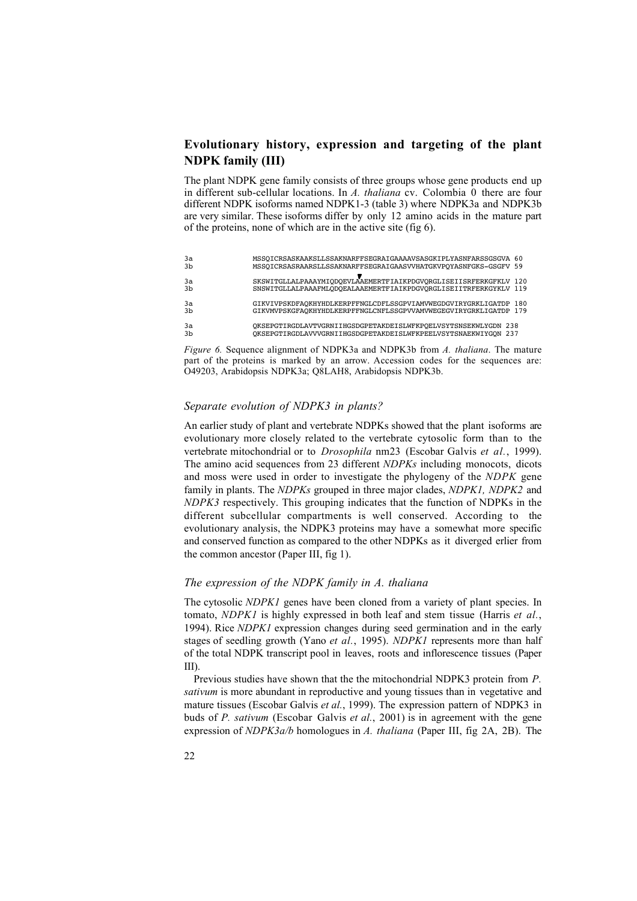## Evolutionary history, expression and targeting of the plant NDPK family (III)

The plant NDPK gene family consists of three groups whose gene products end up in different sub-cellular locations. In *A. thaliana* cv. Colombia 0 there are four different NDPK isoforms named NDPK1-3 (table 3) where NDPK3a and NDPK3b are very similar. These isoforms differ by only 12 amino acids in the mature part of the proteins, none of which are in the active site (fig 6).

```
3a          MSSQICRSASKAAKSLLSSAKNARFFSEGRAIGAAAAVSASGKIPLYASNFARSSGSGVA 60
3b          MSSQICRSASRAARSLLSSAKNARFFSEGRAIGAASVVHATGKVPQYASNFGKS-GSGFV 59
                                          ▼
3a          SKSWITGLLALPAAAYMIQDQEVLAAEMERTFIAIKPDGVQRGLISEIISRFERKGFKLV 120
3b          SNSWITGLLALPAAAFMLQDQEALAAEMERTFIAIKPDGVQRGLISEIITRFERKGYKLV 119

3a          GIKVIVPSKDFAQKHYHDLKERPFFNGLCDFLSSGPVIAMVWEGDGVIRYGRKLIGATDP 180
3b          GIKVMVPSKGFAQKHYHDLKERPFFNGLCNFLSSGPVVAMVWEGEGVIRYGRKLIGATDP 179

3a          QKSEPGTIRGDLAVTVGRNIIHGSDGPETAKDEISLWFKPQELVSYTSNSEKWLYGDN 238
3b          QKSEPGTIRGDLAVVVGRNIIHGSDGPETAKDEISLWFKPEELVSYTSNAEKWIYGQN 237
```

*Figure 6.* Sequence alignment of NDPK3a and NDPK3b from *A. thaliana*. The mature part of the proteins is marked by an arrow. Accession codes for the sequences are: O49203, Arabidopsis NDPK3a; Q8LAH8, Arabidopsis NDPK3b.

### *Separate evolution of NDPK3 in plants?*

An earlier study of plant and vertebrate NDPKs showed that the plant isoforms are evolutionary more closely related to the vertebrate cytosolic form than to the vertebrate mitochondrial or to *Drosophila* nm23 (Escobar Galvis *et al.*, 1999). The amino acid sequences from 23 different *NDPKs* including monocots, dicots and moss were used in order to investigate the phylogeny of the *NDPK* gene family in plants. The *NDPKs* grouped in three major clades, *NDPK1, NDPK2* and *NDPK3* respectively. This grouping indicates that the function of NDPKs in the different subcellular compartments is well conserved. According to the evolutionary analysis, the NDPK3 proteins may have a somewhat more specific and conserved function as compared to the other NDPKs as it diverged erlier from the common ancestor (Paper III, fig 1).

### *The expression of the NDPK family in A. thaliana*

The cytosolic *NDPK1* genes have been cloned from a variety of plant species. In tomato, *NDPK1* is highly expressed in both leaf and stem tissue (Harris *et al.*, 1994). Rice *NDPK1* expression changes during seed germination and in the early stages of seedling growth (Yano *et al.*, 1995). *NDPK1* represents more than half of the total NDPK transcript pool in leaves, roots and inflorescence tissues (Paper III).

Previous studies have shown that the the mitochondrial NDPK3 protein from *P. sativum* is more abundant in reproductive and young tissues than in vegetative and mature tissues (Escobar Galvis *et al.*, 1999). The expression pattern of NDPK3 in buds of *P. sativum* (Escobar Galvis *et al.*, 2001) is in agreement with the gene expression of *NDPK3a/b* homologues in *A. thaliana* (Paper III, fig 2A, 2B). The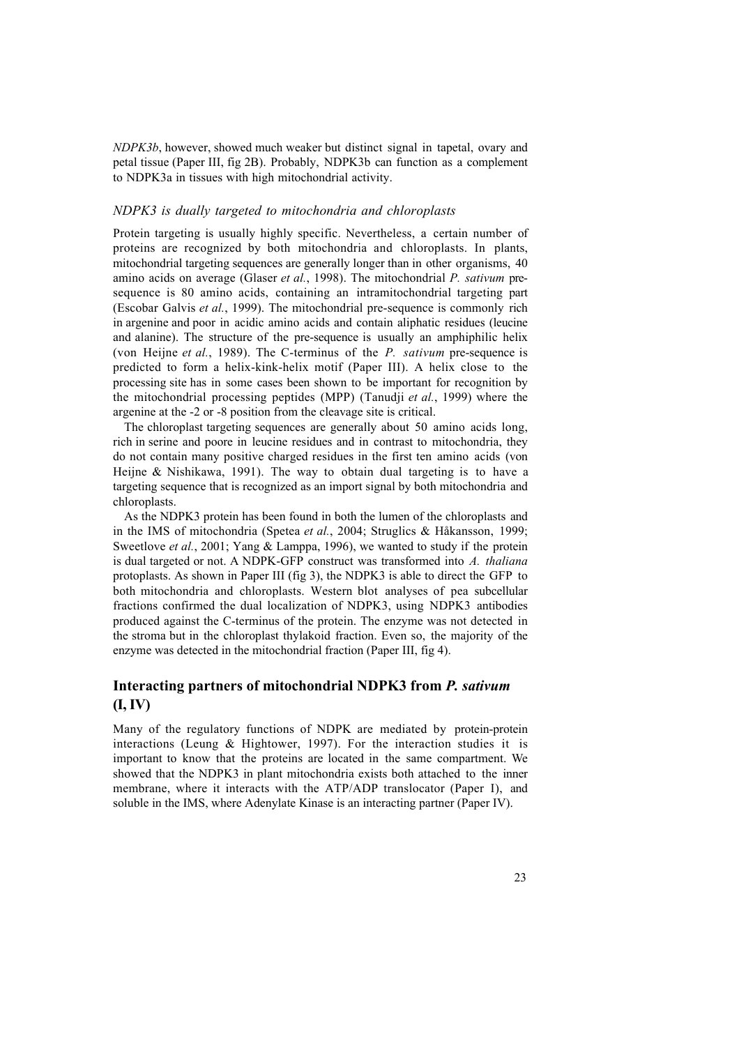*NDPK3b*, however, showed much weaker but distinct signal in tapetal, ovary and petal tissue (Paper III, fig 2B). Probably, NDPK3b can function as a complement to NDPK3a in tissues with high mitochondrial activity.

### *NDPK3 is dually targeted to mitochondria and chloroplasts*

Protein targeting is usually highly specific. Nevertheless, a certain number of proteins are recognized by both mitochondria and chloroplasts. In plants, mitochondrial targeting sequences are generally longer than in other organisms, 40 amino acids on average (Glaser *et al.*, 1998). The mitochondrial *P. sativum* pre-sequence is 80 amino acids, containing an intramitochondrial targeting part (Escobar Galvis *et al.*, 1999). The mitochondrial pre-sequence is commonly rich in argenine and poor in acidic amino acids and contain aliphatic residues (leucine and alanine). The structure of the pre-sequence is usually an amphiphilic helix (von Heijne *et al.*, 1989). The C-terminus of the *P. sativum* pre-sequence is predicted to form a helix-kink-helix motif (Paper III). A helix close to the processing site has in some cases been shown to be important for recognition by the mitochondrial processing peptides (MPP) (Tanudji *et al.*, 1999) where the argenine at the -2 or -8 position from the cleavage site is critical.

The chloroplast targeting sequences are generally about 50 amino acids long, rich in serine and poore in leucine residues and in contrast to mitochondria, they do not contain many positive charged residues in the first ten amino acids (von Heijne & Nishikawa, 1991). The way to obtain dual targeting is to have a targeting sequence that is recognized as an import signal by both mitochondria and chloroplasts.

As the NDPK3 protein has been found in both the lumen of the chloroplasts and in the IMS of mitochondria (Spetea *et al.*, 2004; Struglics & Håkansson, 1999; Sweetlove *et al.*, 2001; Yang & Lamppa, 1996), we wanted to study if the protein is dual targeted or not. A NDPK-GFP construct was transformed into *A. thaliana* protoplasts. As shown in Paper III (fig 3), the NDPK3 is able to direct the GFP to both mitochondria and chloroplasts. Western blot analyses of pea subcellular fractions confirmed the dual localization of NDPK3, using NDPK3 antibodies produced against the C-terminus of the protein. The enzyme was not detected in the stroma but in the chloroplast thylakoid fraction. Even so, the majority of the enzyme was detected in the mitochondrial fraction (Paper III, fig 4).

## Interacting partners of mitochondrial NDPK3 from *P. sativum* (I, IV)

Many of the regulatory functions of NDPK are mediated by protein-protein interactions (Leung & Hightower, 1997). For the interaction studies it is important to know that the proteins are located in the same compartment. We showed that the NDPK3 in plant mitochondria exists both attached to the inner membrane, where it interacts with the ATP/ADP translocator (Paper I), and soluble in the IMS, where Adenylate Kinase is an interacting partner (Paper IV).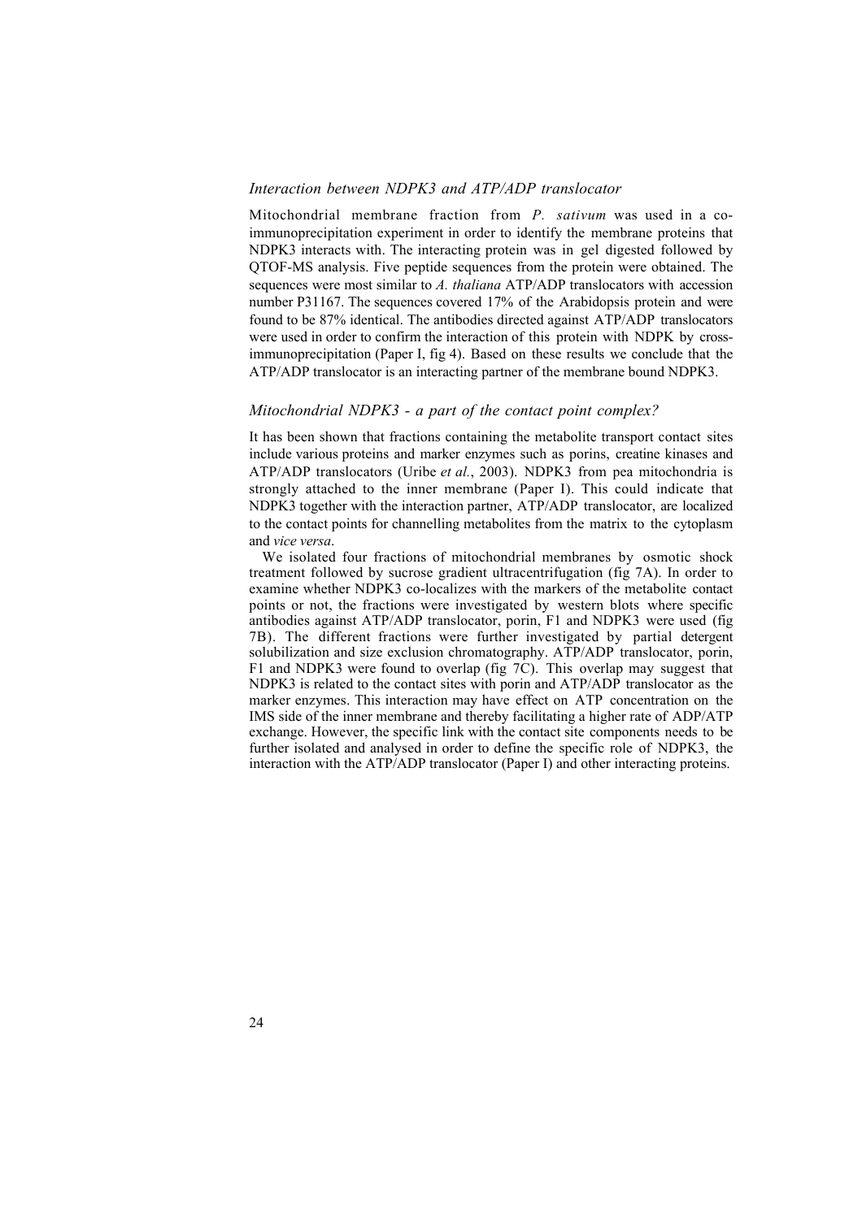### *Interaction between NDPK3 and ATP/ADP translocator*

Mitochondrial membrane fraction from *P. sativum* was used in a co-immunoprecipitation experiment in order to identify the membrane proteins that NDPK3 interacts with. The interacting protein was in gel digested followed by QTOF-MS analysis. Five peptide sequences from the protein were obtained. The sequences were most similar to *A. thaliana* ATP/ADP translocators with accession number P31167. The sequences covered 17% of the Arabidopsis protein and were found to be 87% identical. The antibodies directed against ATP/ADP translocators were used in order to confirm the interaction of this protein with NDPK by cross-immunoprecipitation (Paper I, fig 4). Based on these results we conclude that the ATP/ADP translocator is an interacting partner of the membrane bound NDPK3.

### *Mitochondrial NDPK3 - a part of the contact point complex?*

It has been shown that fractions containing the metabolite transport contact sites include various proteins and marker enzymes such as porins, creatine kinases and ATP/ADP translocators (Uribe *et al.*, 2003). NDPK3 from pea mitochondria is strongly attached to the inner membrane (Paper I). This could indicate that NDPK3 together with the interaction partner, ATP/ADP translocator, are localized to the contact points for channelling metabolites from the matrix to the cytoplasm and *vice versa*.

We isolated four fractions of mitochondrial membranes by osmotic shock treatment followed by sucrose gradient ultracentrifugation (fig 7A). In order to examine whether NDPK3 co-localizes with the markers of the metabolite contact points or not, the fractions were investigated by western blots where specific antibodies against ATP/ADP translocator, porin, F1 and NDPK3 were used (fig 7B). The different fractions were further investigated by partial detergent solubilization and size exclusion chromatography. ATP/ADP translocator, porin, F1 and NDPK3 were found to overlap (fig 7C). This overlap may suggest that NDPK3 is related to the contact sites with porin and ATP/ADP translocator as the marker enzymes. This interaction may have effect on ATP concentration on the IMS side of the inner membrane and thereby facilitating a higher rate of ADP/ATP exchange. However, the specific link with the contact site components needs to be further isolated and analysed in order to define the specific role of NDPK3, the interaction with the ATP/ADP translocator (Paper I) and other interacting proteins.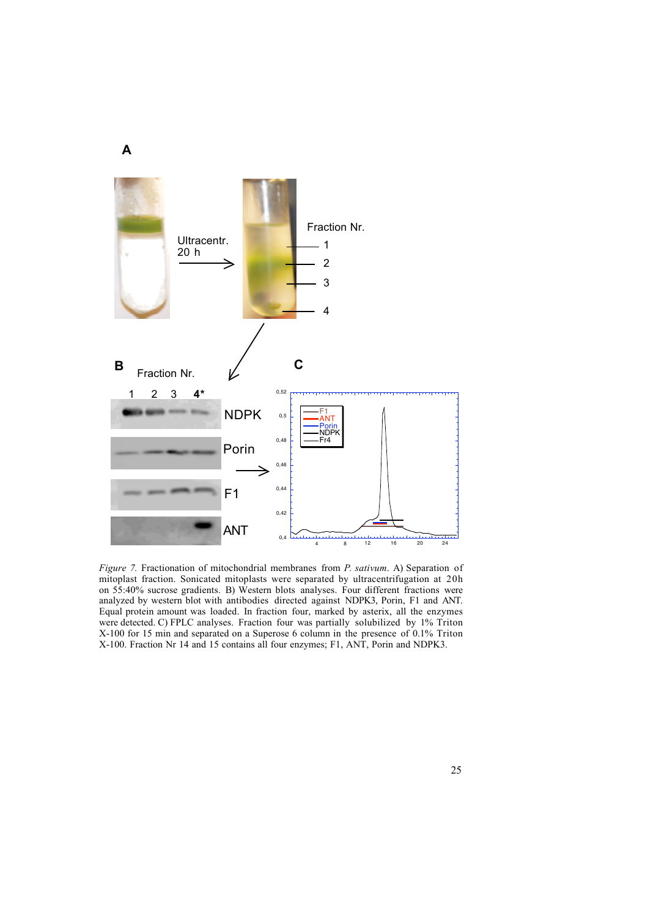*Figure 7.* Fractionation of mitochondrial membranes from *P. sativum*. A) Separation of mitoplast fraction. Sonicated mitoplasts were separated by ultracentrifugation at 20h on 55:40% sucrose gradients. B) Western blots analyses. Four different fractions were analyzed by western blot with antibodies directed against NDPK3, Porin, F1 and ANT. Equal protein amount was loaded. In fraction four, marked by asterix, all the enzymes were detected. C) FPLC analyses. Fraction four was partially solubilized by 1% Triton X-100 for 15 min and separated on a Superose 6 column in the presence of 0.1% Triton X-100. Fraction Nr 14 and 15 contains all four enzymes; F1, ANT, Porin and NDPK3.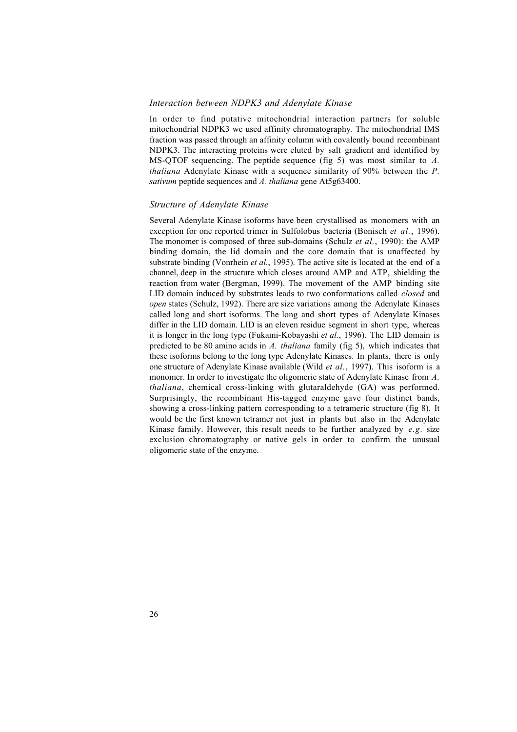### *Interaction between NDPK3 and Adenylate Kinase*

In order to find putative mitochondrial interaction partners for soluble mitochondrial NDPK3 we used affinity chromatography. The mitochondrial IMS fraction was passed through an affinity column with covalently bound recombinant NDPK3. The interacting proteins were eluted by salt gradient and identified by MS-QTOF sequencing. The peptide sequence (fig 5) was most similar to *A. thaliana* Adenylate Kinase with a sequence similarity of 90% between the *P. sativum* peptide sequences and *A. thaliana* gene At5g63400.

### *Structure of Adenylate Kinase*

Several Adenylate Kinase isoforms have been crystallised as monomers with an exception for one reported trimer in Sulfolobus bacteria (Bonisch *et al.*, 1996). The monomer is composed of three sub-domains (Schulz *et al.*, 1990): the AMP binding domain, the lid domain and the core domain that is unaffected by substrate binding (Vonrhein *et al.*, 1995). The active site is located at the end of a channel, deep in the structure which closes around AMP and ATP, shielding the reaction from water (Bergman, 1999). The movement of the AMP binding site LID domain induced by substrates leads to two conformations called *closed* and *open* states (Schulz, 1992). There are size variations among the Adenylate Kinases called long and short isoforms. The long and short types of Adenylate Kinases differ in the LID domain. LID is an eleven residue segment in short type, whereas it is longer in the long type (Fukami-Kobayashi *et al.*, 1996). The LID domain is predicted to be 80 amino acids in *A. thaliana* family (fig 5), which indicates that these isoforms belong to the long type Adenylate Kinases. In plants, there is only one structure of Adenylate Kinase available (Wild *et al.*, 1997). This isoform is a monomer. In order to investigate the oligomeric state of Adenylate Kinase from *A. thaliana*, chemical cross-linking with glutaraldehyde (GA) was performed. Surprisingly, the recombinant His-tagged enzyme gave four distinct bands, showing a cross-linking pattern corresponding to a tetrameric structure (fig 8). It would be the first known tetramer not just in plants but also in the Adenylate Kinase family. However, this result needs to be further analyzed by *e.g.* size exclusion chromatography or native gels in order to confirm the unusual oligomeric state of the enzyme.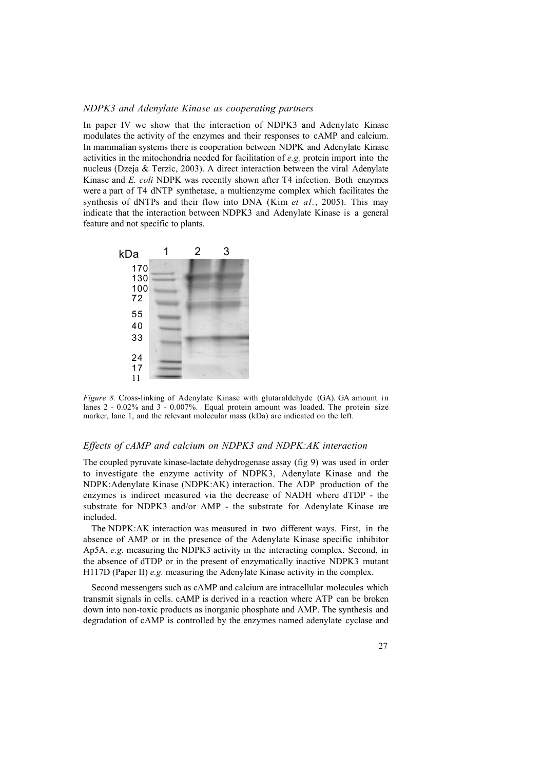### *NDPK3 and Adenylate Kinase as cooperating partners*

In paper IV we show that the interaction of NDPK3 and Adenylate Kinase modulates the activity of the enzymes and their responses to cAMP and calcium. In mammalian systems there is cooperation between NDPK and Adenylate Kinase activities in the mitochondria needed for facilitation of *e.g.* protein import into the nucleus (Dzeja & Terzic, 2003). A direct interaction between the viral Adenylate Kinase and *E. coli* NDPK was recently shown after T4 infection. Both enzymes were a part of T4 dNTP synthetase, a multienzyme complex which facilitates the synthesis of dNTPs and their flow into DNA (Kim *et al.*, 2005). This may indicate that the interaction between NDPK3 and Adenylate Kinase is a general feature and not specific to plants.

*Figure 8.* Cross-linking of Adenylate Kinase with glutaraldehyde (GA). GA amount in lanes 2 - 0.02% and 3 - 0.007%. Equal protein amount was loaded. The protein size marker, lane 1, and the relevant molecular mass (kDa) are indicated on the left.

### *Effects of cAMP and calcium on NDPK3 and NDPK:AK interaction*

The coupled pyruvate kinase-lactate dehydrogenase assay (fig 9) was used in order to investigate the enzyme activity of NDPK3, Adenylate Kinase and the NDPK:Adenylate Kinase (NDPK:AK) interaction. The ADP production of the enzymes is indirect measured via the decrease of NADH where dTDP - the substrate for NDPK3 and/or AMP - the substrate for Adenylate Kinase are included.

The NDPK:AK interaction was measured in two different ways. First, in the absence of AMP or in the presence of the Adenylate Kinase specific inhibitor Ap5A, *e.g.* measuring the NDPK3 activity in the interacting complex. Second, in the absence of dTDP or in the present of enzymatically inactive NDPK3 mutant H117D (Paper II) *e.g.* measuring the Adenylate Kinase activity in the complex.

Second messengers such as cAMP and calcium are intracellular molecules which transmit signals in cells. cAMP is derived in a reaction where ATP can be broken down into non-toxic products as inorganic phosphate and AMP. The synthesis and degradation of cAMP is controlled by the enzymes named adenylate cyclase and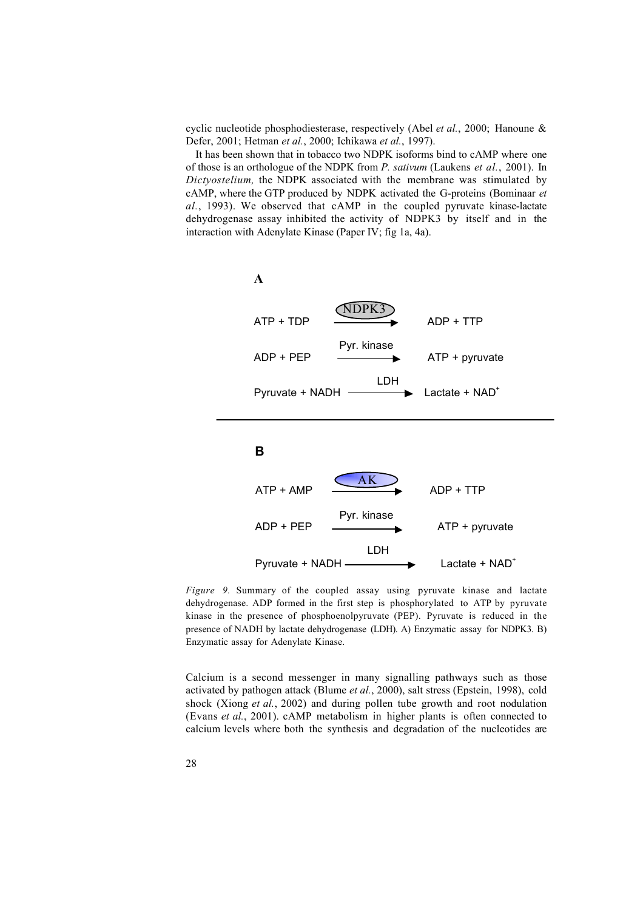cyclic nucleotide phosphodiesterase, respectively (Abel *et al.*, 2000; Hanoune & Defer, 2001; Hetman *et al.*, 2000; Ichikawa *et al.*, 1997).

It has been shown that in tobacco two NDPK isoforms bind to cAMP where one of those is an orthologue of the NDPK from *P. sativum* (Laukens *et al.*, 2001). In *Dictyostelium,* the NDPK associated with the membrane was stimulated by cAMP, where the GTP produced by NDPK activated the G-proteins (Bominaar *et al.*, 1993). We observed that cAMP in the coupled pyruvate kinase-lactate dehydrogenase assay inhibited the activity of NDPK3 by itself and in the interaction with Adenylate Kinase (Paper IV; fig 1a, 4a).

**A**

ATP + TDP —(NDPK3)→ ADP + TTP

ADP + PEP —(Pyr. kinase)→ ATP + pyruvate

Pyruvate + NADH —(LDH)→ Lactate + $NAD^+$

**B**

ATP + AMP —(AK)→ ADP + TTP

ADP + PEP —(Pyr. kinase)→ ATP + pyruvate

Pyruvate + NADH —(LDH)→ Lactate + $NAD^+$

*Figure 9.* Summary of the coupled assay using pyruvate kinase and lactate dehydrogenase. ADP formed in the first step is phosphorylated to ATP by pyruvate kinase in the presence of phosphoenolpyruvate (PEP). Pyruvate is reduced in the presence of NADH by lactate dehydrogenase (LDH). A) Enzymatic assay for NDPK3. B) Enzymatic assay for Adenylate Kinase.

Calcium is a second messenger in many signalling pathways such as those activated by pathogen attack (Blume *et al.*, 2000), salt stress (Epstein, 1998), cold shock (Xiong *et al.*, 2002) and during pollen tube growth and root nodulation (Evans *et al.*, 2001). cAMP metabolism in higher plants is often connected to calcium levels where both the synthesis and degradation of the nucleotides are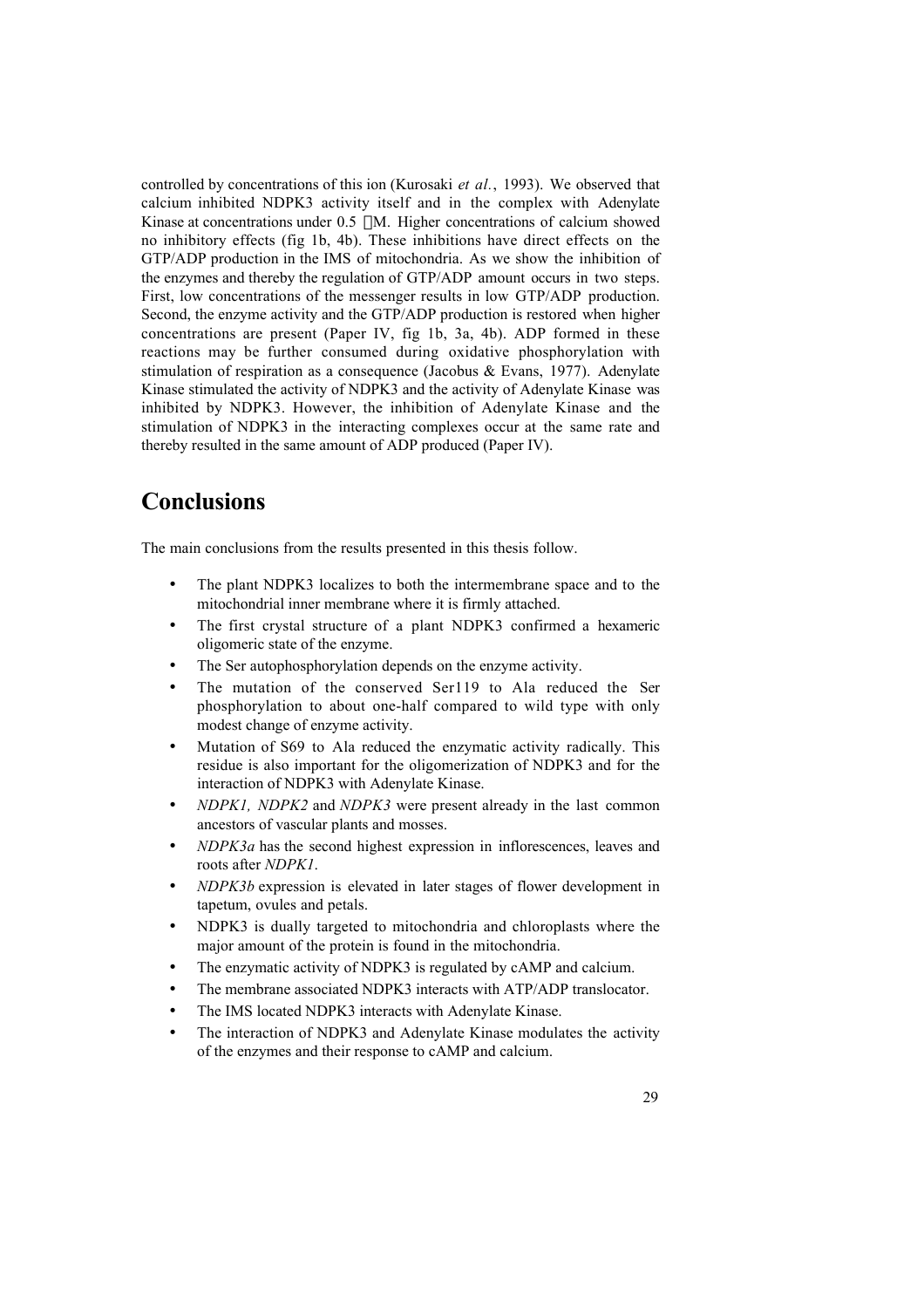controlled by concentrations of this ion (Kurosaki *et al.*, 1993). We observed that calcium inhibited NDPK3 activity itself and in the complex with Adenylate Kinase at concentrations under 0.5 µM. Higher concentrations of calcium showed no inhibitory effects (fig 1b, 4b). These inhibitions have direct effects on the GTP/ADP production in the IMS of mitochondria. As we show the inhibition of the enzymes and thereby the regulation of GTP/ADP amount occurs in two steps. First, low concentrations of the messenger results in low GTP/ADP production. Second, the enzyme activity and the GTP/ADP production is restored when higher concentrations are present (Paper IV, fig 1b, 3a, 4b). ADP formed in these reactions may be further consumed during oxidative phosphorylation with stimulation of respiration as a consequence (Jacobus & Evans, 1977). Adenylate Kinase stimulated the activity of NDPK3 and the activity of Adenylate Kinase was inhibited by NDPK3. However, the inhibition of Adenylate Kinase and the stimulation of NDPK3 in the interacting complexes occur at the same rate and thereby resulted in the same amount of ADP produced (Paper IV).

# Conclusions

The main conclusions from the results presented in this thesis follow.

- The plant NDPK3 localizes to both the intermembrane space and to the mitochondrial inner membrane where it is firmly attached.
- The first crystal structure of a plant NDPK3 confirmed a hexameric oligomeric state of the enzyme.
- The Ser autophosphorylation depends on the enzyme activity.
- The mutation of the conserved Ser119 to Ala reduced the Ser phosphorylation to about one-half compared to wild type with only modest change of enzyme activity.
- Mutation of S69 to Ala reduced the enzymatic activity radically. This residue is also important for the oligomerization of NDPK3 and for the interaction of NDPK3 with Adenylate Kinase.
- *NDPK1, NDPK2* and *NDPK3* were present already in the last common ancestors of vascular plants and mosses.
- *NDPK3a* has the second highest expression in inflorescences, leaves and roots after *NDPK1*.
- *NDPK3b* expression is elevated in later stages of flower development in tapetum, ovules and petals.
- NDPK3 is dually targeted to mitochondria and chloroplasts where the major amount of the protein is found in the mitochondria.
- The enzymatic activity of NDPK3 is regulated by cAMP and calcium.
- The membrane associated NDPK3 interacts with ATP/ADP translocator.
- The IMS located NDPK3 interacts with Adenylate Kinase.
- The interaction of NDPK3 and Adenylate Kinase modulates the activity of the enzymes and their response to cAMP and calcium.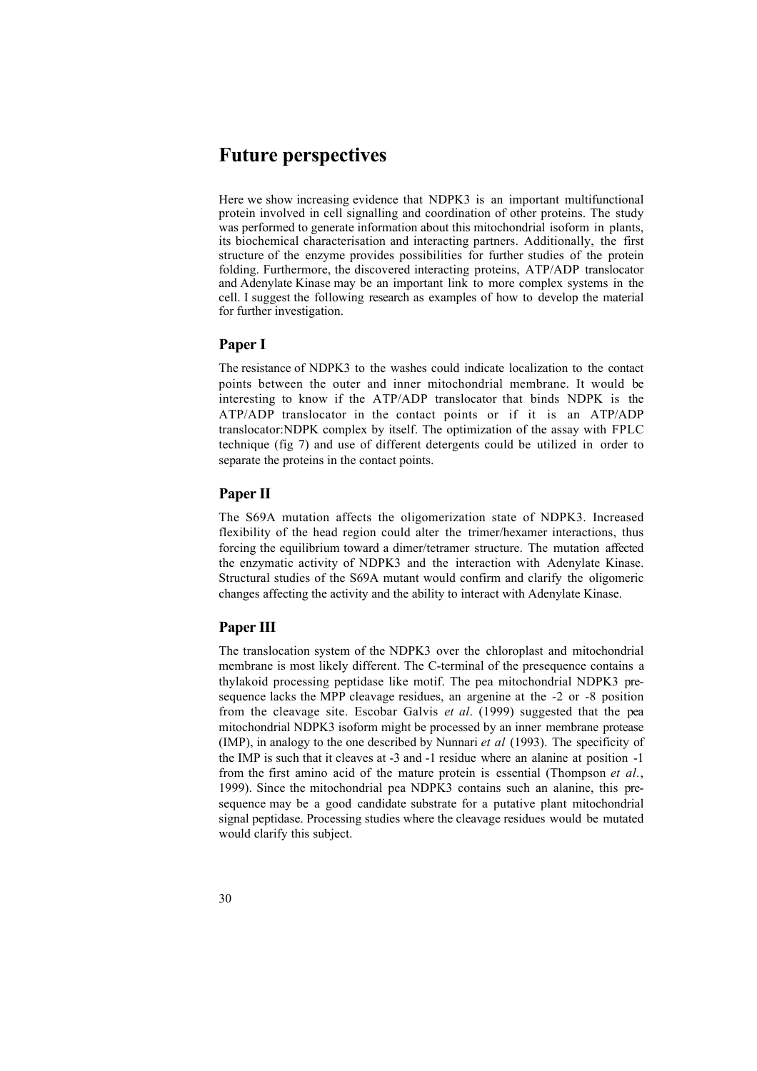# Future perspectives

Here we show increasing evidence that NDPK3 is an important multifunctional protein involved in cell signalling and coordination of other proteins. The study was performed to generate information about this mitochondrial isoform in plants, its biochemical characterisation and interacting partners. Additionally, the first structure of the enzyme provides possibilities for further studies of the protein folding. Furthermore, the discovered interacting proteins, ATP/ADP translocator and Adenylate Kinase may be an important link to more complex systems in the cell. I suggest the following research as examples of how to develop the material for further investigation.

## Paper I

The resistance of NDPK3 to the washes could indicate localization to the contact points between the outer and inner mitochondrial membrane. It would be interesting to know if the ATP/ADP translocator that binds NDPK is the ATP/ADP translocator in the contact points or if it is an ATP/ADP translocator:NDPK complex by itself. The optimization of the assay with FPLC technique (fig 7) and use of different detergents could be utilized in order to separate the proteins in the contact points.

## Paper II

The S69A mutation affects the oligomerization state of NDPK3. Increased flexibility of the head region could alter the trimer/hexamer interactions, thus forcing the equilibrium toward a dimer/tetramer structure. The mutation affected the enzymatic activity of NDPK3 and the interaction with Adenylate Kinase. Structural studies of the S69A mutant would confirm and clarify the oligomeric changes affecting the activity and the ability to interact with Adenylate Kinase.

## Paper III

The translocation system of the NDPK3 over the chloroplast and mitochondrial membrane is most likely different. The C-terminal of the presequence contains a thylakoid processing peptidase like motif. The pea mitochondrial NDPK3 presequence lacks the MPP cleavage residues, an argenine at the -2 or -8 position from the cleavage site. Escobar Galvis *et al*. (1999) suggested that the pea mitochondrial NDPK3 isoform might be processed by an inner membrane protease (IMP), in analogy to the one described by Nunnari *et al* (1993). The specificity of the IMP is such that it cleaves at -3 and -1 residue where an alanine at position -1 from the first amino acid of the mature protein is essential (Thompson *et al.*, 1999). Since the mitochondrial pea NDPK3 contains such an alanine, this presequence may be a good candidate substrate for a putative plant mitochondrial signal peptidase. Processing studies where the cleavage residues would be mutated would clarify this subject.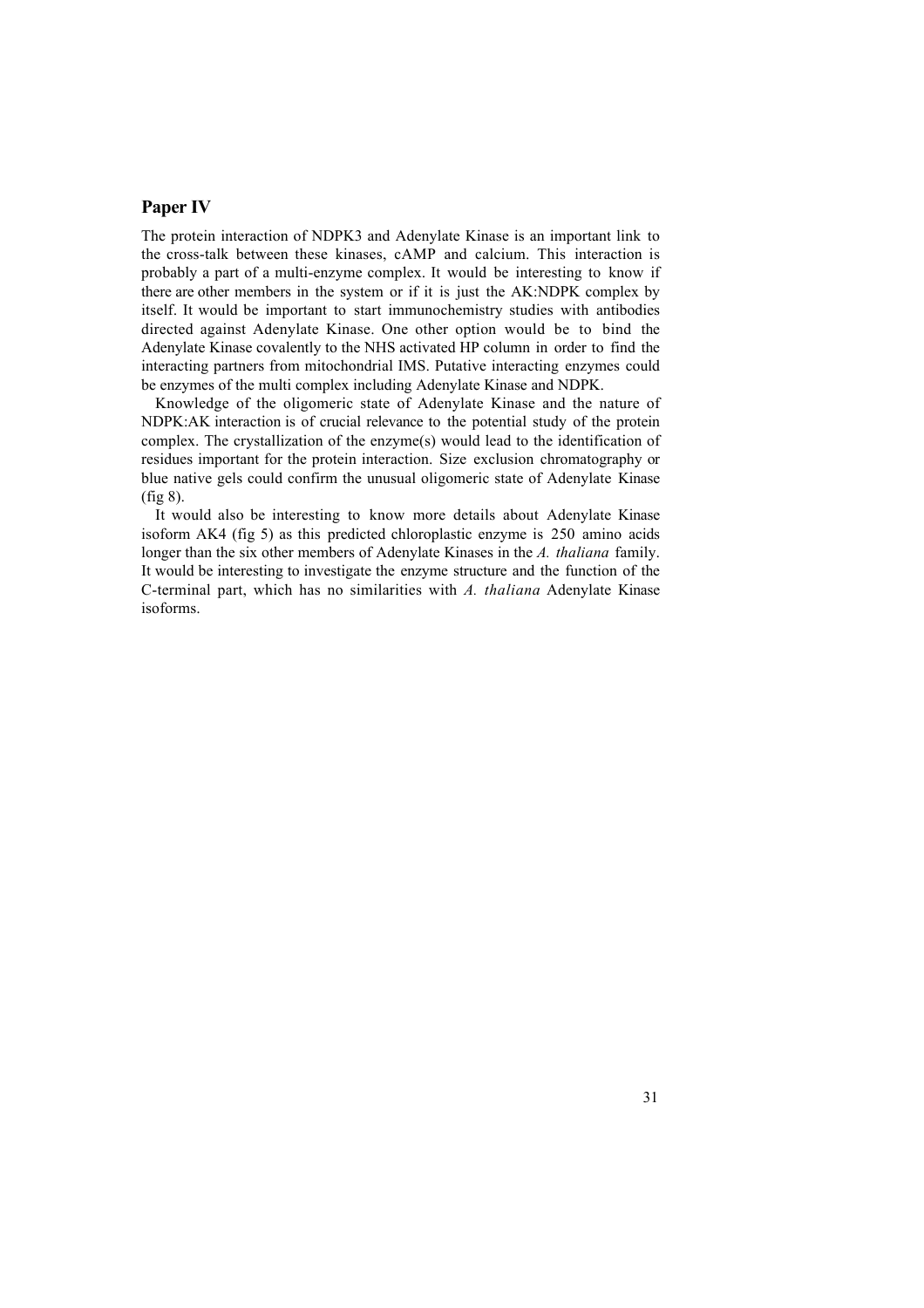## Paper IV

The protein interaction of NDPK3 and Adenylate Kinase is an important link to the cross-talk between these kinases, cAMP and calcium. This interaction is probably a part of a multi-enzyme complex. It would be interesting to know if there are other members in the system or if it is just the AK:NDPK complex by itself. It would be important to start immunochemistry studies with antibodies directed against Adenylate Kinase. One other option would be to bind the Adenylate Kinase covalently to the NHS activated HP column in order to find the interacting partners from mitochondrial IMS. Putative interacting enzymes could be enzymes of the multi complex including Adenylate Kinase and NDPK.

Knowledge of the oligomeric state of Adenylate Kinase and the nature of NDPK:AK interaction is of crucial relevance to the potential study of the protein complex. The crystallization of the enzyme(s) would lead to the identification of residues important for the protein interaction. Size exclusion chromatography or blue native gels could confirm the unusual oligomeric state of Adenylate Kinase (fig 8).

It would also be interesting to know more details about Adenylate Kinase isoform AK4 (fig 5) as this predicted chloroplastic enzyme is 250 amino acids longer than the six other members of Adenylate Kinases in the *A. thaliana* family. It would be interesting to investigate the enzyme structure and the function of the C-terminal part, which has no similarities with *A. thaliana* Adenylate Kinase isoforms.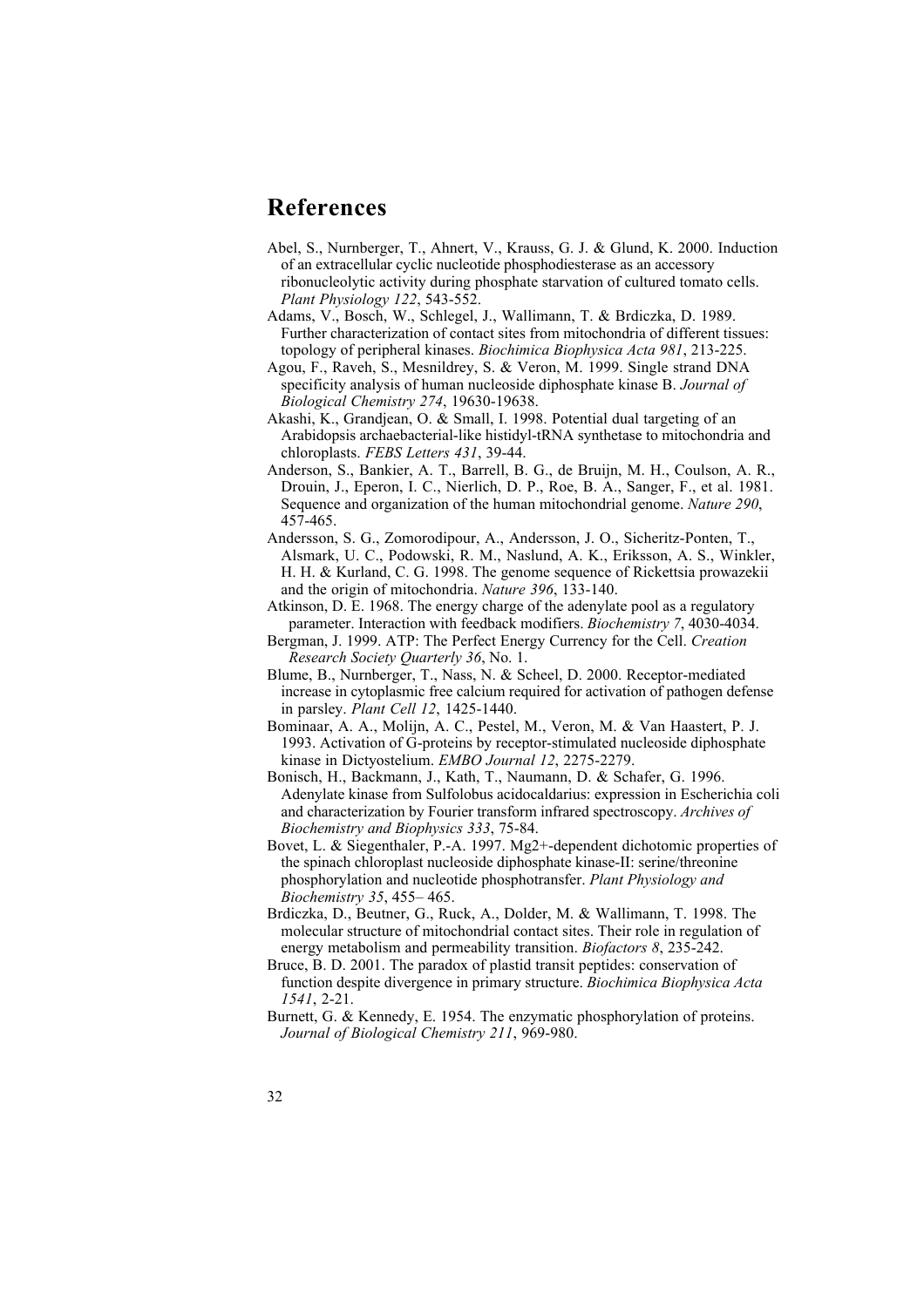# References

Abel, S., Nurnberger, T., Ahnert, V., Krauss, G. J. & Glund, K. 2000. Induction of an extracellular cyclic nucleotide phosphodiesterase as an accessory ribonucleolytic activity during phosphate starvation of cultured tomato cells. *Plant Physiology 122*, 543-552.

Adams, V., Bosch, W., Schlegel, J., Wallimann, T. & Brdiczka, D. 1989. Further characterization of contact sites from mitochondria of different tissues: topology of peripheral kinases. *Biochimica Biophysica Acta 981*, 213-225.

Agou, F., Raveh, S., Mesnildrey, S. & Veron, M. 1999. Single strand DNA specificity analysis of human nucleoside diphosphate kinase B. *Journal of Biological Chemistry 274*, 19630-19638.

Akashi, K., Grandjean, O. & Small, I. 1998. Potential dual targeting of an Arabidopsis archaebacterial-like histidyl-tRNA synthetase to mitochondria and chloroplasts. *FEBS Letters 431*, 39-44.

Anderson, S., Bankier, A. T., Barrell, B. G., de Bruijn, M. H., Coulson, A. R., Drouin, J., Eperon, I. C., Nierlich, D. P., Roe, B. A., Sanger, F., et al. 1981. Sequence and organization of the human mitochondrial genome. *Nature 290*, 457-465.

Andersson, S. G., Zomorodipour, A., Andersson, J. O., Sicheritz-Ponten, T., Alsmark, U. C., Podowski, R. M., Naslund, A. K., Eriksson, A. S., Winkler, H. H. & Kurland, C. G. 1998. The genome sequence of Rickettsia prowazekii and the origin of mitochondria. *Nature 396*, 133-140.

Atkinson, D. E. 1968. The energy charge of the adenylate pool as a regulatory parameter. Interaction with feedback modifiers. *Biochemistry 7*, 4030-4034.

Bergman, J. 1999. ATP: The Perfect Energy Currency for the Cell. *Creation Research Society Quarterly 36*, No. 1.

Blume, B., Nurnberger, T., Nass, N. & Scheel, D. 2000. Receptor-mediated increase in cytoplasmic free calcium required for activation of pathogen defense in parsley. *Plant Cell 12*, 1425-1440.

Bominaar, A. A., Molijn, A. C., Pestel, M., Veron, M. & Van Haastert, P. J. 1993. Activation of G-proteins by receptor-stimulated nucleoside diphosphate kinase in Dictyostelium. *EMBO Journal 12*, 2275-2279.

Bonisch, H., Backmann, J., Kath, T., Naumann, D. & Schafer, G. 1996. Adenylate kinase from Sulfolobus acidocaldarius: expression in Escherichia coli and characterization by Fourier transform infrared spectroscopy. *Archives of Biochemistry and Biophysics 333*, 75-84.

Bovet, L. & Siegenthaler, P.-A. 1997. Mg2+-dependent dichotomic properties of the spinach chloroplast nucleoside diphosphate kinase-II: serine/threonine phosphorylation and nucleotide phosphotransfer. *Plant Physiology and Biochemistry 35*, 455– 465.

Brdiczka, D., Beutner, G., Ruck, A., Dolder, M. & Wallimann, T. 1998. The molecular structure of mitochondrial contact sites. Their role in regulation of energy metabolism and permeability transition. *Biofactors 8*, 235-242.

Bruce, B. D. 2001. The paradox of plastid transit peptides: conservation of function despite divergence in primary structure. *Biochimica Biophysica Acta 1541*, 2-21.

Burnett, G. & Kennedy, E. 1954. The enzymatic phosphorylation of proteins. *Journal of Biological Chemistry 211*, 969-980.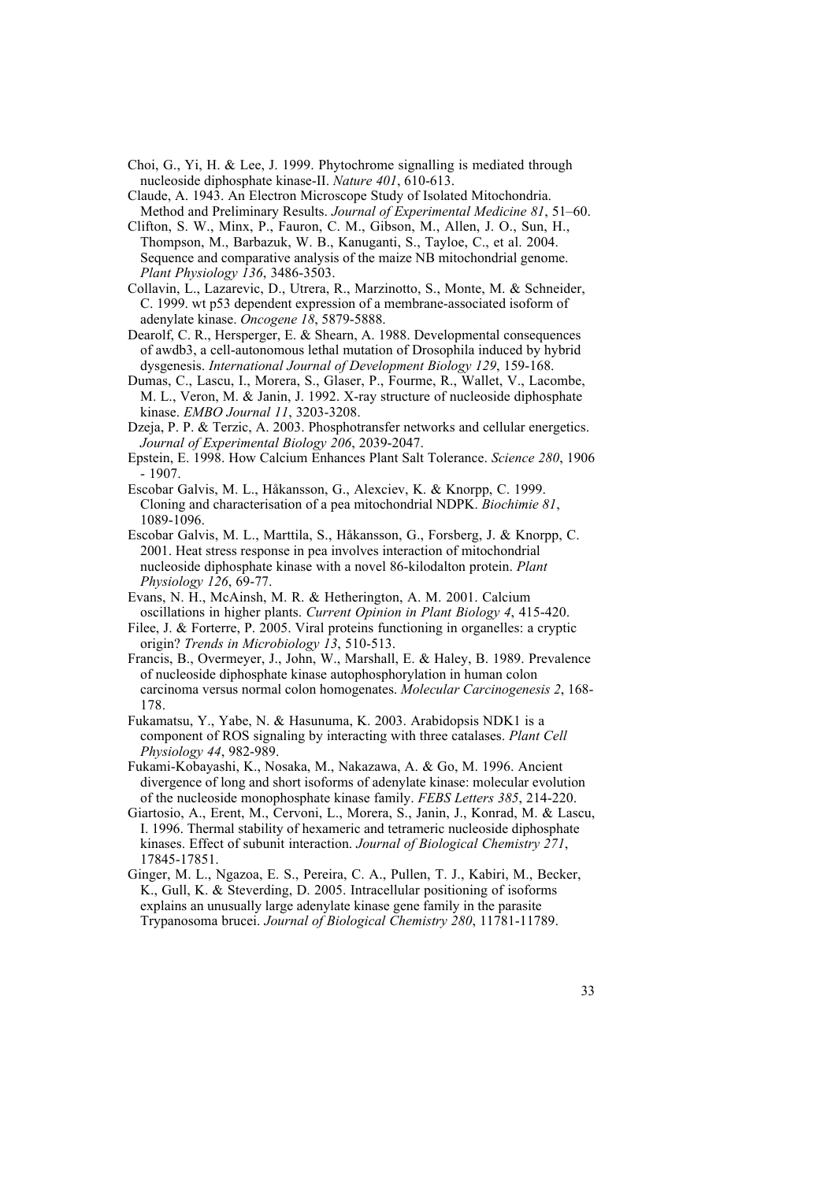Choi, G., Yi, H. & Lee, J. 1999. Phytochrome signalling is mediated through nucleoside diphosphate kinase-II. *Nature 401*, 610-613.

Claude, A. 1943. An Electron Microscope Study of Isolated Mitochondria. Method and Preliminary Results. *Journal of Experimental Medicine 81*, 51–60.

Clifton, S. W., Minx, P., Fauron, C. M., Gibson, M., Allen, J. O., Sun, H., Thompson, M., Barbazuk, W. B., Kanuganti, S., Tayloe, C., et al. 2004. Sequence and comparative analysis of the maize NB mitochondrial genome. *Plant Physiology 136*, 3486-3503.

Collavin, L., Lazarevic, D., Utrera, R., Marzinotto, S., Monte, M. & Schneider, C. 1999. wt p53 dependent expression of a membrane-associated isoform of adenylate kinase. *Oncogene 18*, 5879-5888.

Dearolf, C. R., Hersperger, E. & Shearn, A. 1988. Developmental consequences of awdb3, a cell-autonomous lethal mutation of Drosophila induced by hybrid dysgenesis. *International Journal of Development Biology 129*, 159-168.

Dumas, C., Lascu, I., Morera, S., Glaser, P., Fourme, R., Wallet, V., Lacombe, M. L., Veron, M. & Janin, J. 1992. X-ray structure of nucleoside diphosphate kinase. *EMBO Journal 11*, 3203-3208.

Dzeja, P. P. & Terzic, A. 2003. Phosphotransfer networks and cellular energetics. *Journal of Experimental Biology 206*, 2039-2047.

Epstein, E. 1998. How Calcium Enhances Plant Salt Tolerance. *Science 280*, 1906 - 1907.

Escobar Galvis, M. L., Håkansson, G., Alexciev, K. & Knorpp, C. 1999. Cloning and characterisation of a pea mitochondrial NDPK. *Biochimie 81*, 1089-1096.

Escobar Galvis, M. L., Marttila, S., Håkansson, G., Forsberg, J. & Knorpp, C. 2001. Heat stress response in pea involves interaction of mitochondrial nucleoside diphosphate kinase with a novel 86-kilodalton protein. *Plant Physiology 126*, 69-77.

Evans, N. H., McAinsh, M. R. & Hetherington, A. M. 2001. Calcium oscillations in higher plants. *Current Opinion in Plant Biology 4*, 415-420.

Filee, J. & Forterre, P. 2005. Viral proteins functioning in organelles: a cryptic origin? *Trends in Microbiology 13*, 510-513.

Francis, B., Overmeyer, J., John, W., Marshall, E. & Haley, B. 1989. Prevalence of nucleoside diphosphate kinase autophosphorylation in human colon carcinoma versus normal colon homogenates. *Molecular Carcinogenesis 2*, 168-178.

Fukamatsu, Y., Yabe, N. & Hasunuma, K. 2003. Arabidopsis NDK1 is a component of ROS signaling by interacting with three catalases. *Plant Cell Physiology 44*, 982-989.

Fukami-Kobayashi, K., Nosaka, M., Nakazawa, A. & Go, M. 1996. Ancient divergence of long and short isoforms of adenylate kinase: molecular evolution of the nucleoside monophosphate kinase family. *FEBS Letters 385*, 214-220.

Giartosio, A., Erent, M., Cervoni, L., Morera, S., Janin, J., Konrad, M. & Lascu, I. 1996. Thermal stability of hexameric and tetrameric nucleoside diphosphate kinases. Effect of subunit interaction. *Journal of Biological Chemistry 271*, 17845-17851.

Ginger, M. L., Ngazoa, E. S., Pereira, C. A., Pullen, T. J., Kabiri, M., Becker, K., Gull, K. & Steverding, D. 2005. Intracellular positioning of isoforms explains an unusually large adenylate kinase gene family in the parasite Trypanosoma brucei. *Journal of Biological Chemistry 280*, 11781-11789.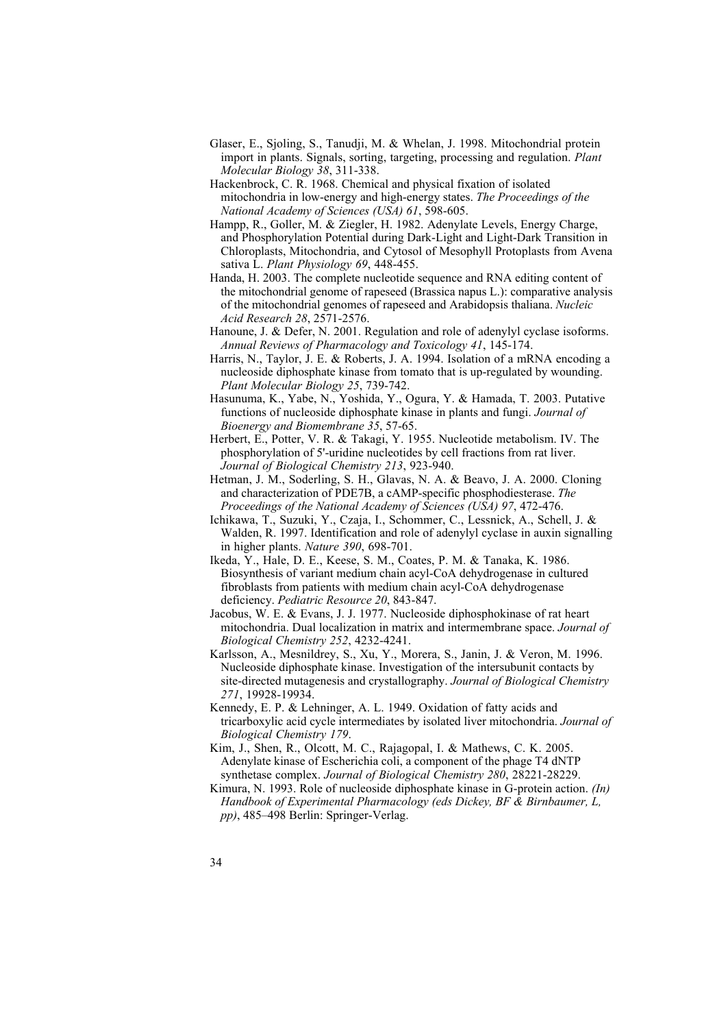Glaser, E., Sjoling, S., Tanudji, M. & Whelan, J. 1998. Mitochondrial protein import in plants. Signals, sorting, targeting, processing and regulation. *Plant Molecular Biology 38*, 311-338.

Hackenbrock, C. R. 1968. Chemical and physical fixation of isolated mitochondria in low-energy and high-energy states. *The Proceedings of the National Academy of Sciences (USA) 61*, 598-605.

Hampp, R., Goller, M. & Ziegler, H. 1982. Adenylate Levels, Energy Charge, and Phosphorylation Potential during Dark-Light and Light-Dark Transition in Chloroplasts, Mitochondria, and Cytosol of Mesophyll Protoplasts from Avena sativa L. *Plant Physiology 69*, 448-455.

Handa, H. 2003. The complete nucleotide sequence and RNA editing content of the mitochondrial genome of rapeseed (Brassica napus L.): comparative analysis of the mitochondrial genomes of rapeseed and Arabidopsis thaliana. *Nucleic Acid Research 28*, 2571-2576.

Hanoune, J. & Defer, N. 2001. Regulation and role of adenylyl cyclase isoforms. *Annual Reviews of Pharmacology and Toxicology 41*, 145-174.

Harris, N., Taylor, J. E. & Roberts, J. A. 1994. Isolation of a mRNA encoding a nucleoside diphosphate kinase from tomato that is up-regulated by wounding. *Plant Molecular Biology 25*, 739-742.

Hasunuma, K., Yabe, N., Yoshida, Y., Ogura, Y. & Hamada, T. 2003. Putative functions of nucleoside diphosphate kinase in plants and fungi. *Journal of Bioenergy and Biomembrane 35*, 57-65.

Herbert, E., Potter, V. R. & Takagi, Y. 1955. Nucleotide metabolism. IV. The phosphorylation of 5'-uridine nucleotides by cell fractions from rat liver. *Journal of Biological Chemistry 213*, 923-940.

Hetman, J. M., Soderling, S. H., Glavas, N. A. & Beavo, J. A. 2000. Cloning and characterization of PDE7B, a cAMP-specific phosphodiesterase. *The Proceedings of the National Academy of Sciences (USA) 97*, 472-476.

Ichikawa, T., Suzuki, Y., Czaja, I., Schommer, C., Lessnick, A., Schell, J. & Walden, R. 1997. Identification and role of adenylyl cyclase in auxin signalling in higher plants. *Nature 390*, 698-701.

Ikeda, Y., Hale, D. E., Keese, S. M., Coates, P. M. & Tanaka, K. 1986. Biosynthesis of variant medium chain acyl-CoA dehydrogenase in cultured fibroblasts from patients with medium chain acyl-CoA dehydrogenase deficiency. *Pediatric Resource 20*, 843-847.

Jacobus, W. E. & Evans, J. J. 1977. Nucleoside diphosphokinase of rat heart mitochondria. Dual localization in matrix and intermembrane space. *Journal of Biological Chemistry 252*, 4232-4241.

Karlsson, A., Mesnildrey, S., Xu, Y., Morera, S., Janin, J. & Veron, M. 1996. Nucleoside diphosphate kinase. Investigation of the intersubunit contacts by site-directed mutagenesis and crystallography. *Journal of Biological Chemistry 271*, 19928-19934.

Kennedy, E. P. & Lehninger, A. L. 1949. Oxidation of fatty acids and tricarboxylic acid cycle intermediates by isolated liver mitochondria. *Journal of Biological Chemistry 179*.

Kim, J., Shen, R., Olcott, M. C., Rajagopal, I. & Mathews, C. K. 2005. Adenylate kinase of Escherichia coli, a component of the phage T4 dNTP synthetase complex. *Journal of Biological Chemistry 280*, 28221-28229.

Kimura, N. 1993. Role of nucleoside diphosphate kinase in G-protein action. *(In) Handbook of Experimental Pharmacology (eds Dickey, BF & Birnbaumer, L, pp)*, 485–498 Berlin: Springer-Verlag.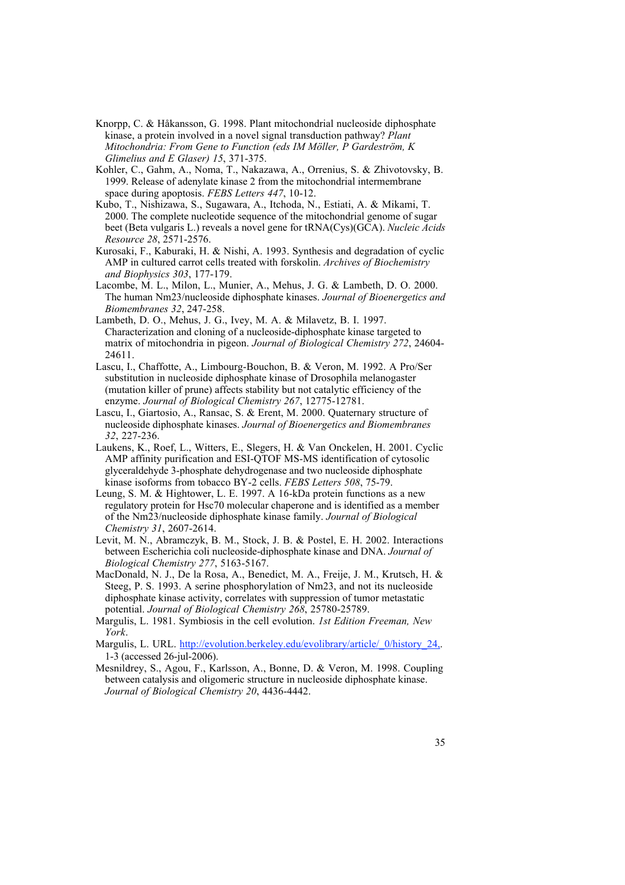Knorpp, C. & Håkansson, G. 1998. Plant mitochondrial nucleoside diphosphate kinase, a protein involved in a novel signal transduction pathway? *Plant Mitochondria: From Gene to Function (eds IM Möller, P Gardeström, K Glimelius and E Glaser) 15*, 371-375.

Kohler, C., Gahm, A., Noma, T., Nakazawa, A., Orrenius, S. & Zhivotovsky, B. 1999. Release of adenylate kinase 2 from the mitochondrial intermembrane space during apoptosis. *FEBS Letters 447*, 10-12.

Kubo, T., Nishizawa, S., Sugawara, A., Itchoda, N., Estiati, A. & Mikami, T. 2000. The complete nucleotide sequence of the mitochondrial genome of sugar beet (Beta vulgaris L.) reveals a novel gene for tRNA(Cys)(GCA). *Nucleic Acids Resource 28*, 2571-2576.

Kurosaki, F., Kaburaki, H. & Nishi, A. 1993. Synthesis and degradation of cyclic AMP in cultured carrot cells treated with forskolin. *Archives of Biochemistry and Biophysics 303*, 177-179.

Lacombe, M. L., Milon, L., Munier, A., Mehus, J. G. & Lambeth, D. O. 2000. The human Nm23/nucleoside diphosphate kinases. *Journal of Bioenergetics and Biomembranes 32*, 247-258.

Lambeth, D. O., Mehus, J. G., Ivey, M. A. & Milavetz, B. I. 1997. Characterization and cloning of a nucleoside-diphosphate kinase targeted to matrix of mitochondria in pigeon. *Journal of Biological Chemistry 272*, 24604-24611.

Lascu, I., Chaffotte, A., Limbourg-Bouchon, B. & Veron, M. 1992. A Pro/Ser substitution in nucleoside diphosphate kinase of Drosophila melanogaster (mutation killer of prune) affects stability but not catalytic efficiency of the enzyme. *Journal of Biological Chemistry 267*, 12775-12781.

Lascu, I., Giartosio, A., Ransac, S. & Erent, M. 2000. Quaternary structure of nucleoside diphosphate kinases. *Journal of Bioenergetics and Biomembranes 32*, 227-236.

Laukens, K., Roef, L., Witters, E., Slegers, H. & Van Onckelen, H. 2001. Cyclic AMP affinity purification and ESI-QTOF MS-MS identification of cytosolic glyceraldehyde 3-phosphate dehydrogenase and two nucleoside diphosphate kinase isoforms from tobacco BY-2 cells. *FEBS Letters 508*, 75-79.

Leung, S. M. & Hightower, L. E. 1997. A 16-kDa protein functions as a new regulatory protein for Hsc70 molecular chaperone and is identified as a member of the Nm23/nucleoside diphosphate kinase family. *Journal of Biological Chemistry 31*, 2607-2614.

Levit, M. N., Abramczyk, B. M., Stock, J. B. & Postel, E. H. 2002. Interactions between Escherichia coli nucleoside-diphosphate kinase and DNA. *Journal of Biological Chemistry 277*, 5163-5167.

MacDonald, N. J., De la Rosa, A., Benedict, M. A., Freije, J. M., Krutsch, H. & Steeg, P. S. 1993. A serine phosphorylation of Nm23, and not its nucleoside diphosphate kinase activity, correlates with suppression of tumor metastatic potential. *Journal of Biological Chemistry 268*, 25780-25789.

Margulis, L. 1981. Symbiosis in the cell evolution. *1st Edition Freeman, New York*.

Margulis, L. URL. http://evolution.berkeley.edu/evolibrary/article/_0/history_24,. 1-3 (accessed 26-jul-2006).

Mesnildrey, S., Agou, F., Karlsson, A., Bonne, D. & Veron, M. 1998. Coupling between catalysis and oligomeric structure in nucleoside diphosphate kinase. *Journal of Biological Chemistry 20*, 4436-4442.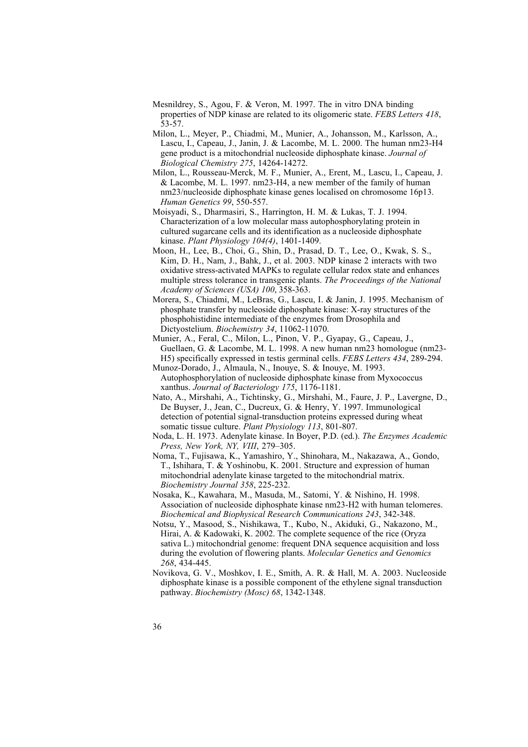Mesnildrey, S., Agou, F. & Veron, M. 1997. The in vitro DNA binding properties of NDP kinase are related to its oligomeric state. *FEBS Letters 418*, 53-57.

Milon, L., Meyer, P., Chiadmi, M., Munier, A., Johansson, M., Karlsson, A., Lascu, I., Capeau, J., Janin, J. & Lacombe, M. L. 2000. The human nm23-H4 gene product is a mitochondrial nucleoside diphosphate kinase. *Journal of Biological Chemistry 275*, 14264-14272.

Milon, L., Rousseau-Merck, M. F., Munier, A., Erent, M., Lascu, I., Capeau, J. & Lacombe, M. L. 1997. nm23-H4, a new member of the family of human nm23/nucleoside diphosphate kinase genes localised on chromosome 16p13. *Human Genetics 99*, 550-557.

Moisyadi, S., Dharmasiri, S., Harrington, H. M. & Lukas, T. J. 1994. Characterization of a low molecular mass autophosphorylating protein in cultured sugarcane cells and its identification as a nucleoside diphosphate kinase. *Plant Physiology 104(4)*, 1401-1409.

Moon, H., Lee, B., Choi, G., Shin, D., Prasad, D. T., Lee, O., Kwak, S. S., Kim, D. H., Nam, J., Bahk, J., et al. 2003. NDP kinase 2 interacts with two oxidative stress-activated MAPKs to regulate cellular redox state and enhances multiple stress tolerance in transgenic plants. *The Proceedings of the National Academy of Sciences (USA) 100*, 358-363.

Morera, S., Chiadmi, M., LeBras, G., Lascu, I. & Janin, J. 1995. Mechanism of phosphate transfer by nucleoside diphosphate kinase: X-ray structures of the phosphohistidine intermediate of the enzymes from Drosophila and Dictyostelium. *Biochemistry 34*, 11062-11070.

Munier, A., Feral, C., Milon, L., Pinon, V. P., Gyapay, G., Capeau, J., Guellaen, G. & Lacombe, M. L. 1998. A new human nm23 homologue (nm23-H5) specifically expressed in testis germinal cells. *FEBS Letters 434*, 289-294.

Munoz-Dorado, J., Almaula, N., Inouye, S. & Inouye, M. 1993. Autophosphorylation of nucleoside diphosphate kinase from Myxococcus xanthus. *Journal of Bacteriology 175*, 1176-1181.

Nato, A., Mirshahi, A., Tichtinsky, G., Mirshahi, M., Faure, J. P., Lavergne, D., De Buyser, J., Jean, C., Ducreux, G. & Henry, Y. 1997. Immunological detection of potential signal-transduction proteins expressed during wheat somatic tissue culture. *Plant Physiology 113*, 801-807.

Noda, L. H. 1973. Adenylate kinase. In Boyer, P.D. (ed.). *The Enzymes Academic Press, New York, NY, VIII*, 279–305.

Noma, T., Fujisawa, K., Yamashiro, Y., Shinohara, M., Nakazawa, A., Gondo, T., Ishihara, T. & Yoshinobu, K. 2001. Structure and expression of human mitochondrial adenylate kinase targeted to the mitochondrial matrix. *Biochemistry Journal 358*, 225-232.

Nosaka, K., Kawahara, M., Masuda, M., Satomi, Y. & Nishino, H. 1998. Association of nucleoside diphosphate kinase nm23-H2 with human telomeres. *Biochemical and Biophysical Research Communications 243*, 342-348.

Notsu, Y., Masood, S., Nishikawa, T., Kubo, N., Akiduki, G., Nakazono, M., Hirai, A. & Kadowaki, K. 2002. The complete sequence of the rice (Oryza sativa L.) mitochondrial genome: frequent DNA sequence acquisition and loss during the evolution of flowering plants. *Molecular Genetics and Genomics 268*, 434-445.

Novikova, G. V., Moshkov, I. E., Smith, A. R. & Hall, M. A. 2003. Nucleoside diphosphate kinase is a possible component of the ethylene signal transduction pathway. *Biochemistry (Mosc) 68*, 1342-1348.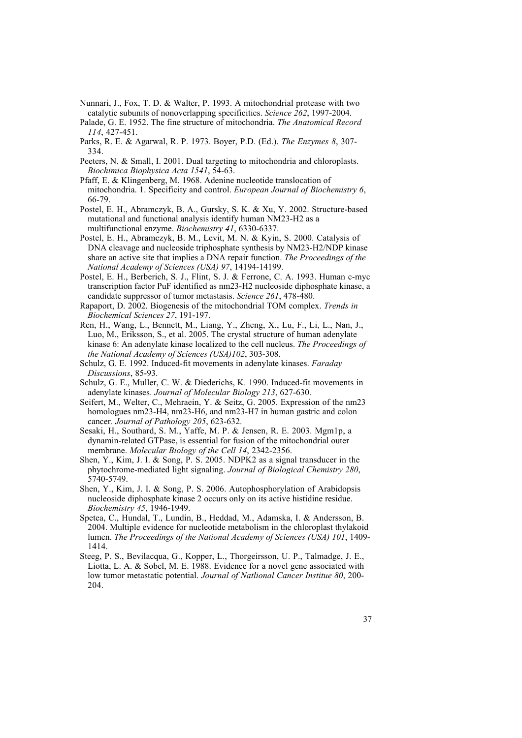Nunnari, J., Fox, T. D. & Walter, P. 1993. A mitochondrial protease with two catalytic subunits of nonoverlapping specificities. *Science 262*, 1997-2004.

Palade, G. E. 1952. The fine structure of mitochondria. *The Anatomical Record 114*, 427-451.

Parks, R. E. & Agarwal, R. P. 1973. Boyer, P.D. (Ed.). *The Enzymes 8*, 307-334.

Peeters, N. & Small, I. 2001. Dual targeting to mitochondria and chloroplasts. *Biochimica Biophysica Acta 1541*, 54-63.

Pfaff, E. & Klingenberg, M. 1968. Adenine nucleotide translocation of mitochondria. 1. Specificity and control. *European Journal of Biochemistry 6*, 66-79.

Postel, E. H., Abramczyk, B. A., Gursky, S. K. & Xu, Y. 2002. Structure-based mutational and functional analysis identify human NM23-H2 as a multifunctional enzyme. *Biochemistry 41*, 6330-6337.

Postel, E. H., Abramczyk, B. M., Levit, M. N. & Kyin, S. 2000. Catalysis of DNA cleavage and nucleoside triphosphate synthesis by NM23-H2/NDP kinase share an active site that implies a DNA repair function. *The Proceedings of the National Academy of Sciences (USA) 97*, 14194-14199.

Postel, E. H., Berberich, S. J., Flint, S. J. & Ferrone, C. A. 1993. Human c-myc transcription factor PuF identified as nm23-H2 nucleoside diphosphate kinase, a candidate suppressor of tumor metastasis. *Science 261*, 478-480.

Rapaport, D. 2002. Biogenesis of the mitochondrial TOM complex. *Trends in Biochemical Sciences 27*, 191-197.

Ren, H., Wang, L., Bennett, M., Liang, Y., Zheng, X., Lu, F., Li, L., Nan, J., Luo, M., Eriksson, S., et al. 2005. The crystal structure of human adenylate kinase 6: An adenylate kinase localized to the cell nucleus. *The Proceedings of the National Academy of Sciences (USA)102*, 303-308.

Schulz, G. E. 1992. Induced-fit movements in adenylate kinases. *Faraday Discussions*, 85-93.

Schulz, G. E., Muller, C. W. & Diederichs, K. 1990. Induced-fit movements in adenylate kinases. *Journal of Molecular Biology 213*, 627-630.

Seifert, M., Welter, C., Mehraein, Y. & Seitz, G. 2005. Expression of the nm23 homologues nm23-H4, nm23-H6, and nm23-H7 in human gastric and colon cancer. *Journal of Pathology 205*, 623-632.

Sesaki, H., Southard, S. M., Yaffe, M. P. & Jensen, R. E. 2003. Mgm1p, a dynamin-related GTPase, is essential for fusion of the mitochondrial outer membrane. *Molecular Biology of the Cell 14*, 2342-2356.

Shen, Y., Kim, J. I. & Song, P. S. 2005. NDPK2 as a signal transducer in the phytochrome-mediated light signaling. *Journal of Biological Chemistry 280*, 5740-5749.

Shen, Y., Kim, J. I. & Song, P. S. 2006. Autophosphorylation of Arabidopsis nucleoside diphosphate kinase 2 occurs only on its active histidine residue. *Biochemistry 45*, 1946-1949.

Spetea, C., Hundal, T., Lundin, B., Heddad, M., Adamska, I. & Andersson, B. 2004. Multiple evidence for nucleotide metabolism in the chloroplast thylakoid lumen. *The Proceedings of the National Academy of Sciences (USA) 101*, 1409-1414.

Steeg, P. S., Bevilacqua, G., Kopper, L., Thorgeirsson, U. P., Talmadge, J. E., Liotta, L. A. & Sobel, M. E. 1988. Evidence for a novel gene associated with low tumor metastatic potential. *Journal of Natlional Cancer Institue 80*, 200-204.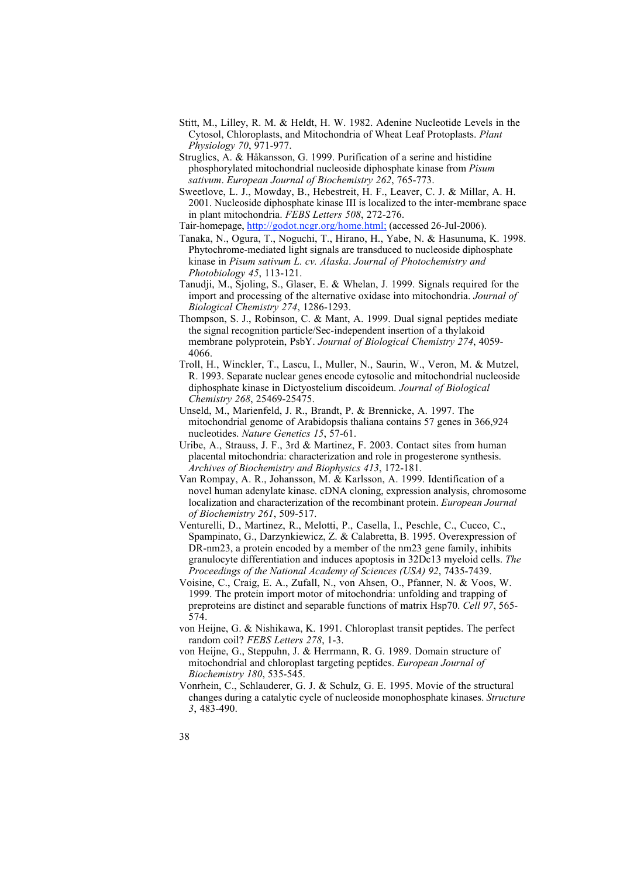Stitt, M., Lilley, R. M. & Heldt, H. W. 1982. Adenine Nucleotide Levels in the Cytosol, Chloroplasts, and Mitochondria of Wheat Leaf Protoplasts. *Plant Physiology 70*, 971-977.

Struglics, A. & Håkansson, G. 1999. Purification of a serine and histidine phosphorylated mitochondrial nucleoside diphosphate kinase from *Pisum sativum*. *European Journal of Biochemistry 262*, 765-773.

Sweetlove, L. J., Mowday, B., Hebestreit, H. F., Leaver, C. J. & Millar, A. H. 2001. Nucleoside diphosphate kinase III is localized to the inter-membrane space in plant mitochondria. *FEBS Letters 508*, 272-276.

Tair-homepage, http://godot.ncgr.org/home.html; (accessed 26-Jul-2006).

Tanaka, N., Ogura, T., Noguchi, T., Hirano, H., Yabe, N. & Hasunuma, K. 1998. Phytochrome-mediated light signals are transduced to nucleoside diphosphate kinase in *Pisum sativum L. cv. Alaska*. *Journal of Photochemistry and Photobiology 45*, 113-121.

Tanudji, M., Sjoling, S., Glaser, E. & Whelan, J. 1999. Signals required for the import and processing of the alternative oxidase into mitochondria. *Journal of Biological Chemistry 274*, 1286-1293.

Thompson, S. J., Robinson, C. & Mant, A. 1999. Dual signal peptides mediate the signal recognition particle/Sec-independent insertion of a thylakoid membrane polyprotein, PsbY. *Journal of Biological Chemistry 274*, 4059-4066.

Troll, H., Winckler, T., Lascu, I., Muller, N., Saurin, W., Veron, M. & Mutzel, R. 1993. Separate nuclear genes encode cytosolic and mitochondrial nucleoside diphosphate kinase in Dictyostelium discoideum. *Journal of Biological Chemistry 268*, 25469-25475.

Unseld, M., Marienfeld, J. R., Brandt, P. & Brennicke, A. 1997. The mitochondrial genome of Arabidopsis thaliana contains 57 genes in 366,924 nucleotides. *Nature Genetics 15*, 57-61.

Uribe, A., Strauss, J. F., 3rd & Martinez, F. 2003. Contact sites from human placental mitochondria: characterization and role in progesterone synthesis. *Archives of Biochemistry and Biophysics 413*, 172-181.

Van Rompay, A. R., Johansson, M. & Karlsson, A. 1999. Identification of a novel human adenylate kinase. cDNA cloning, expression analysis, chromosome localization and characterization of the recombinant protein. *European Journal of Biochemistry 261*, 509-517.

Venturelli, D., Martinez, R., Melotti, P., Casella, I., Peschle, C., Cucco, C., Spampinato, G., Darzynkiewicz, Z. & Calabretta, B. 1995. Overexpression of DR-nm23, a protein encoded by a member of the nm23 gene family, inhibits granulocyte differentiation and induces apoptosis in 32Dc13 myeloid cells. *The Proceedings of the National Academy of Sciences (USA) 92*, 7435-7439.

Voisine, C., Craig, E. A., Zufall, N., von Ahsen, O., Pfanner, N. & Voos, W. 1999. The protein import motor of mitochondria: unfolding and trapping of preproteins are distinct and separable functions of matrix Hsp70. *Cell 97*, 565-574.

von Heijne, G. & Nishikawa, K. 1991. Chloroplast transit peptides. The perfect random coil? *FEBS Letters 278*, 1-3.

von Heijne, G., Steppuhn, J. & Herrmann, R. G. 1989. Domain structure of mitochondrial and chloroplast targeting peptides. *European Journal of Biochemistry 180*, 535-545.

Vonrhein, C., Schlauderer, G. J. & Schulz, G. E. 1995. Movie of the structural changes during a catalytic cycle of nucleoside monophosphate kinases. *Structure 3*, 483-490.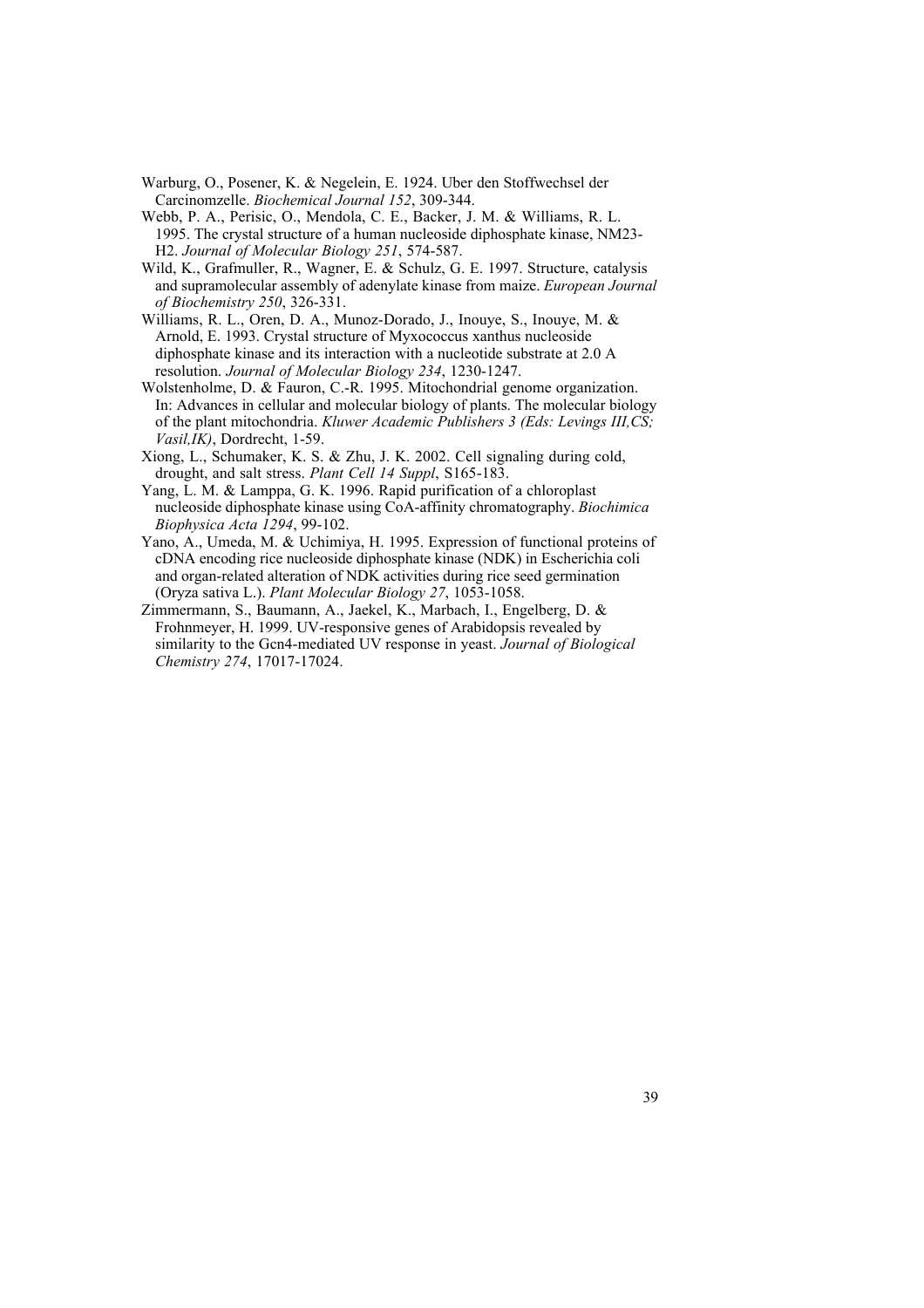Warburg, O., Posener, K. & Negelein, E. 1924. Uber den Stoffwechsel der Carcinomzelle. *Biochemical Journal 152*, 309-344.

Webb, P. A., Perisic, O., Mendola, C. E., Backer, J. M. & Williams, R. L. 1995. The crystal structure of a human nucleoside diphosphate kinase, NM23-H2. *Journal of Molecular Biology 251*, 574-587.

Wild, K., Grafmuller, R., Wagner, E. & Schulz, G. E. 1997. Structure, catalysis and supramolecular assembly of adenylate kinase from maize. *European Journal of Biochemistry 250*, 326-331.

Williams, R. L., Oren, D. A., Munoz-Dorado, J., Inouye, S., Inouye, M. & Arnold, E. 1993. Crystal structure of Myxococcus xanthus nucleoside diphosphate kinase and its interaction with a nucleotide substrate at 2.0 A resolution. *Journal of Molecular Biology 234*, 1230-1247.

Wolstenholme, D. & Fauron, C.-R. 1995. Mitochondrial genome organization. In: Advances in cellular and molecular biology of plants. The molecular biology of the plant mitochondria. *Kluwer Academic Publishers 3 (Eds: Levings III,CS; Vasil,IK)*, Dordrecht, 1-59.

Xiong, L., Schumaker, K. S. & Zhu, J. K. 2002. Cell signaling during cold, drought, and salt stress. *Plant Cell 14 Suppl*, S165-183.

Yang, L. M. & Lamppa, G. K. 1996. Rapid purification of a chloroplast nucleoside diphosphate kinase using CoA-affinity chromatography. *Biochimica Biophysica Acta 1294*, 99-102.

Yano, A., Umeda, M. & Uchimiya, H. 1995. Expression of functional proteins of cDNA encoding rice nucleoside diphosphate kinase (NDK) in Escherichia coli and organ-related alteration of NDK activities during rice seed germination (Oryza sativa L.). *Plant Molecular Biology 27*, 1053-1058.

Zimmermann, S., Baumann, A., Jaekel, K., Marbach, I., Engelberg, D. & Frohnmeyer, H. 1999. UV-responsive genes of Arabidopsis revealed by similarity to the Gcn4-mediated UV response in yeast. *Journal of Biological Chemistry 274*, 17017-17024.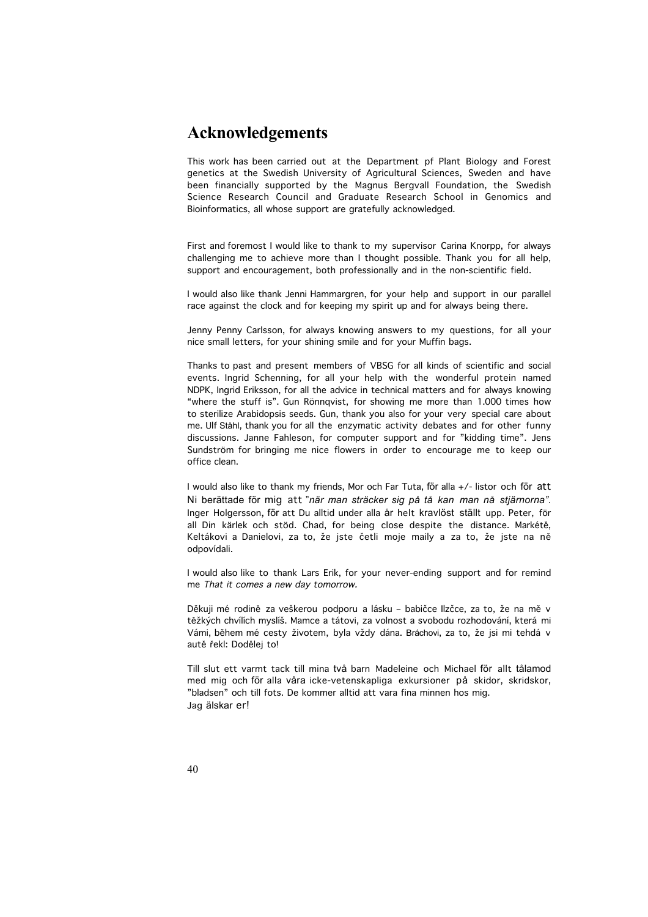# Acknowledgements

This work has been carried out at the Department pf Plant Biology and Forest genetics at the Swedish University of Agricultural Sciences, Sweden and have been financially supported by the Magnus Bergvall Foundation, the Swedish Science Research Council and Graduate Research School in Genomics and Bioinformatics, all whose support are gratefully acknowledged.

First and foremost I would like to thank to my supervisor Carina Knorpp, for always challenging me to achieve more than I thought possible. Thank you for all help, support and encouragement, both professionally and in the non-scientific field.

I would also like thank Jenni Hammargren, for your help and support in our parallel race against the clock and for keeping my spirit up and for always being there.

Jenny Penny Carlsson, for always knowing answers to my questions, for all your nice small letters, for your shining smile and for your Muffin bags.

Thanks to past and present members of VBSG for all kinds of scientific and social events. Ingrid Schenning, for all your help with the wonderful protein named NDPK, Ingrid Eriksson, for all the advice in technical matters and for always knowing "where the stuff is". Gun Rönnqvist, for showing me more than 1.000 times how to sterilize Arabidopsis seeds. Gun, thank you also for your very special care about me. Ulf Ståhl, thank you for all the enzymatic activity debates and for other funny discussions. Janne Fahleson, for computer support and for "kidding time". Jens Sundström for bringing me nice flowers in order to encourage me to keep our office clean.

I would also like to thank my friends, Mor och Far Tuta, för alla +/- listor och för att Ni berättade för mig att "*när man sträcker sig på tå kan man nå stjärnorna*". Inger Holgersson, för att Du alltid under alla år helt kravlöst ställt upp. Peter, för all Din kärlek och stöd. Chad, for being close despite the distance. Markétě, Keltákovi a Danielovi, za to, že jste četli moje maily a za to, že jste na ně odpovídali.

I would also like to thank Lars Erik, for your never-ending support and for remind me *That it comes a new day tomorrow.*

Děkuji mé rodině za veškerou podporu a lásku – babičce Ilzčce, za to, že na mě v těžkých chvílích myslíš. Mamce a tátovi, za volnost a svobodu rozhodování, která mi Vámi, během mé cesty životem, byla vždy dána. Bráchovi, za to, že jsi mi tehdá v autě řekl: Dodělej to!

Till slut ett varmt tack till mina två barn Madeleine och Michael för allt tålamod med mig och för alla våra icke-vetenskapliga exkursioner på skidor, skridskor, "bladsen" och till fots. De kommer alltid att vara fina minnen hos mig.
Jag älskar er!